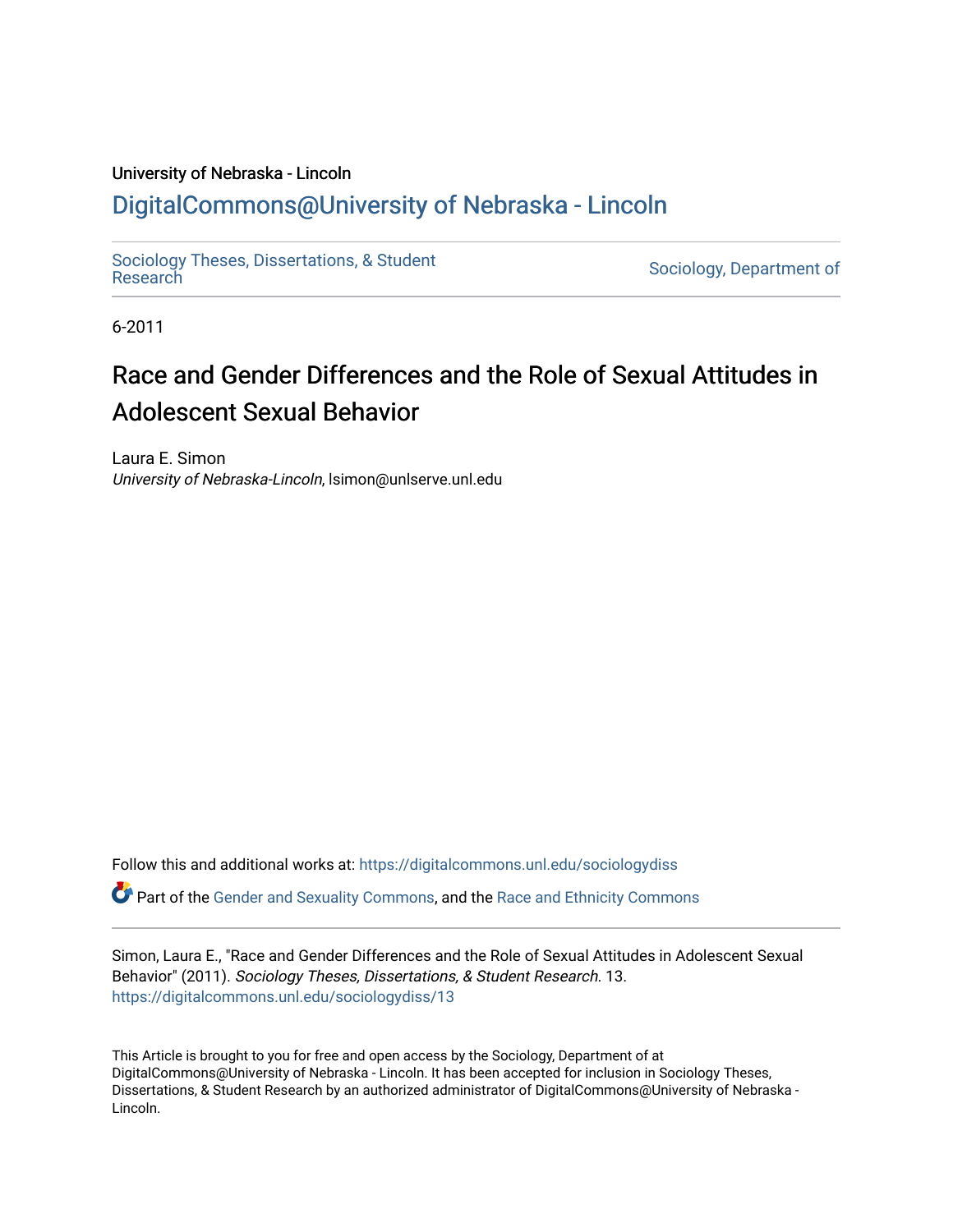University of Nebraska - Lincoln

## DigitalCommons@University of Nebraska - Lincoln

Sociology Theses, Dissertations, & Student Research

Sociology, Department of

6-2011

# Race and Gender Differences and the Role of Sexual Attitudes in Adolescent Sexual Behavior

Laura E. Simon
*University of Nebraska-Lincoln*, lsimon@unlserve.unl.edu

Follow this and additional works at: https://digitalcommons.unl.edu/sociologydiss

Part of the Gender and Sexuality Commons, and the Race and Ethnicity Commons

Simon, Laura E., "Race and Gender Differences and the Role of Sexual Attitudes in Adolescent Sexual Behavior" (2011). *Sociology Theses, Dissertations, & Student Research*. 13.
https://digitalcommons.unl.edu/sociologydiss/13

This Article is brought to you for free and open access by the Sociology, Department of at DigitalCommons@University of Nebraska - Lincoln. It has been accepted for inclusion in Sociology Theses, Dissertations, & Student Research by an authorized administrator of DigitalCommons@University of Nebraska - Lincoln.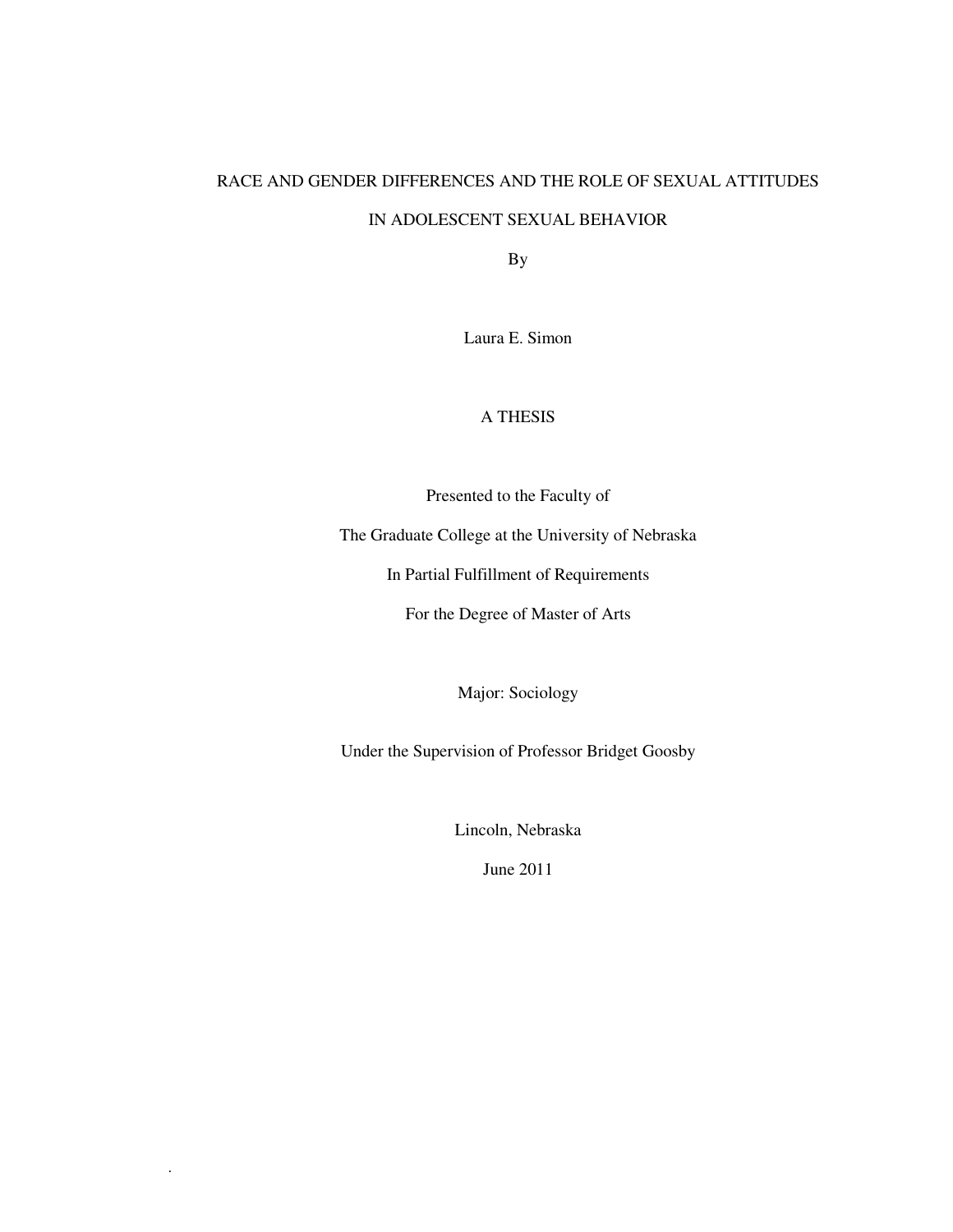# RACE AND GENDER DIFFERENCES AND THE ROLE OF SEXUAL ATTITUDES IN ADOLESCENT SEXUAL BEHAVIOR

By

Laura E. Simon

A THESIS

Presented to the Faculty of

The Graduate College at the University of Nebraska

In Partial Fulfillment of Requirements

For the Degree of Master of Arts

Major: Sociology

Under the Supervision of Professor Bridget Goosby

Lincoln, Nebraska

June 2011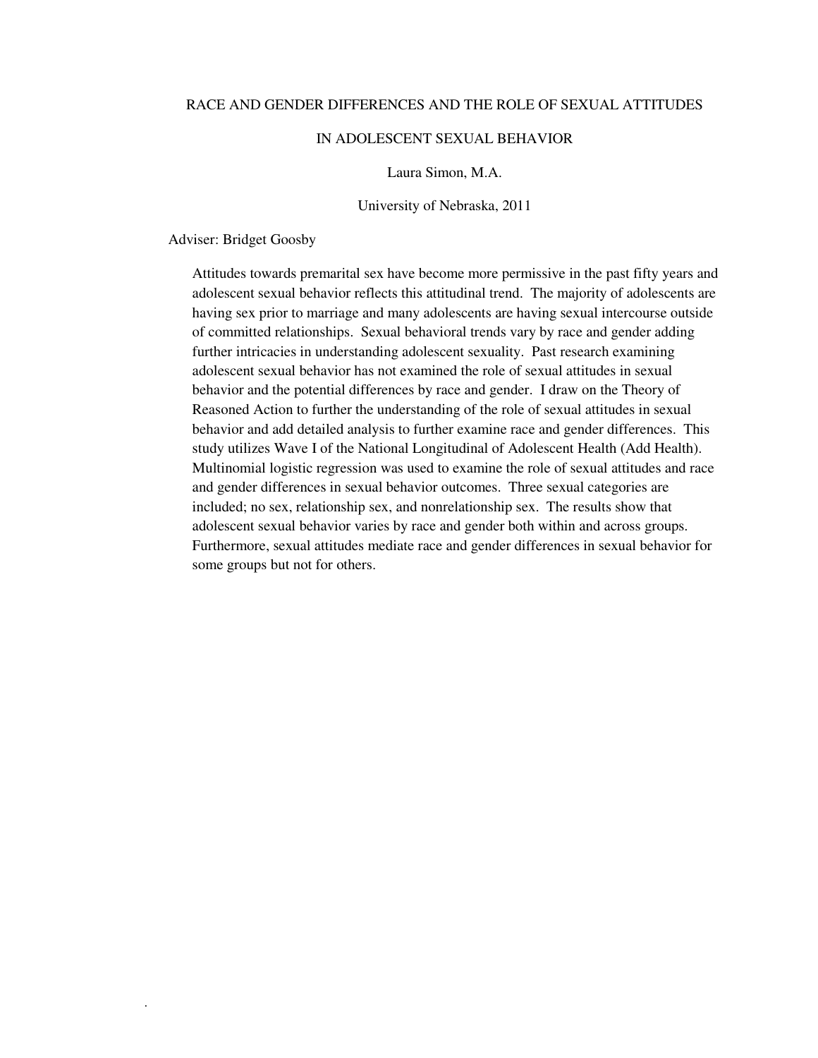RACE AND GENDER DIFFERENCES AND THE ROLE OF SEXUAL ATTITUDES

IN ADOLESCENT SEXUAL BEHAVIOR

Laura Simon, M.A.

University of Nebraska, 2011

Adviser: Bridget Goosby

Attitudes towards premarital sex have become more permissive in the past fifty years and adolescent sexual behavior reflects this attitudinal trend. The majority of adolescents are having sex prior to marriage and many adolescents are having sexual intercourse outside of committed relationships. Sexual behavioral trends vary by race and gender adding further intricacies in understanding adolescent sexuality. Past research examining adolescent sexual behavior has not examined the role of sexual attitudes in sexual behavior and the potential differences by race and gender. I draw on the Theory of Reasoned Action to further the understanding of the role of sexual attitudes in sexual behavior and add detailed analysis to further examine race and gender differences. This study utilizes Wave I of the National Longitudinal of Adolescent Health (Add Health). Multinomial logistic regression was used to examine the role of sexual attitudes and race and gender differences in sexual behavior outcomes. Three sexual categories are included; no sex, relationship sex, and nonrelationship sex. The results show that adolescent sexual behavior varies by race and gender both within and across groups. Furthermore, sexual attitudes mediate race and gender differences in sexual behavior for some groups but not for others.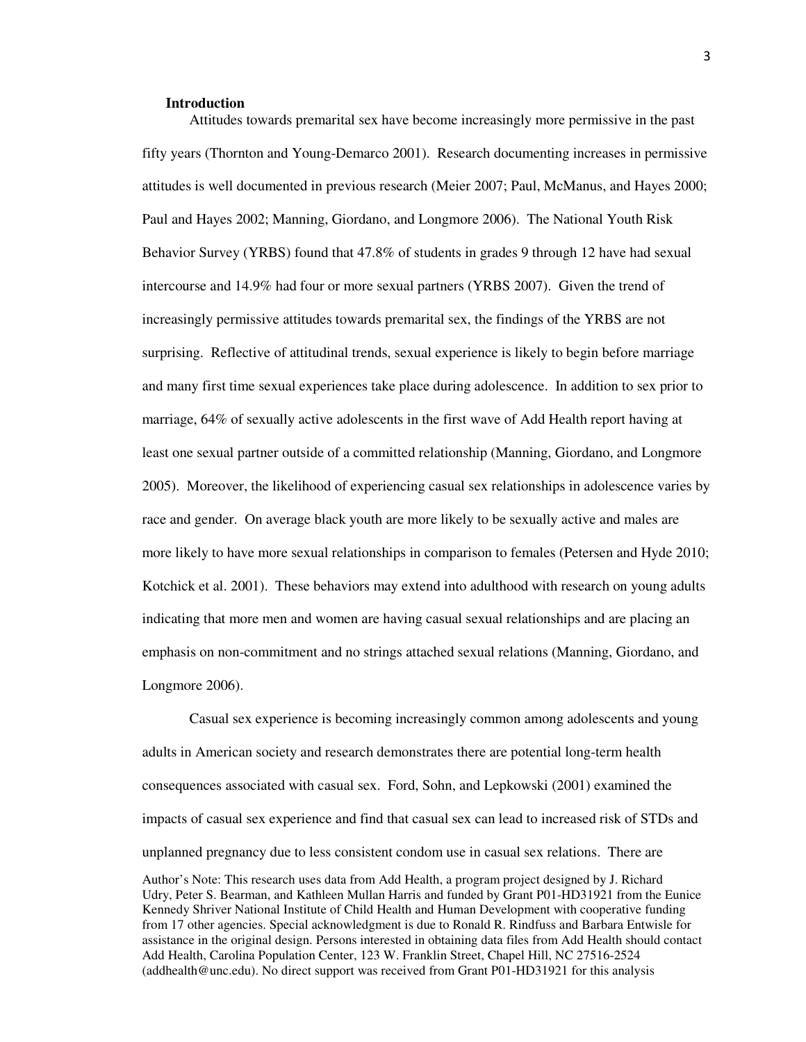### Introduction

Attitudes towards premarital sex have become increasingly more permissive in the past fifty years (Thornton and Young-Demarco 2001). Research documenting increases in permissive attitudes is well documented in previous research (Meier 2007; Paul, McManus, and Hayes 2000; Paul and Hayes 2002; Manning, Giordano, and Longmore 2006). The National Youth Risk Behavior Survey (YRBS) found that 47.8% of students in grades 9 through 12 have had sexual intercourse and 14.9% had four or more sexual partners (YRBS 2007). Given the trend of increasingly permissive attitudes towards premarital sex, the findings of the YRBS are not surprising. Reflective of attitudinal trends, sexual experience is likely to begin before marriage and many first time sexual experiences take place during adolescence. In addition to sex prior to marriage, 64% of sexually active adolescents in the first wave of Add Health report having at least one sexual partner outside of a committed relationship (Manning, Giordano, and Longmore 2005). Moreover, the likelihood of experiencing casual sex relationships in adolescence varies by race and gender. On average black youth are more likely to be sexually active and males are more likely to have more sexual relationships in comparison to females (Petersen and Hyde 2010; Kotchick et al. 2001). These behaviors may extend into adulthood with research on young adults indicating that more men and women are having casual sexual relationships and are placing an emphasis on non-commitment and no strings attached sexual relations (Manning, Giordano, and Longmore 2006).

Casual sex experience is becoming increasingly common among adolescents and young adults in American society and research demonstrates there are potential long-term health consequences associated with casual sex. Ford, Sohn, and Lepkowski (2001) examined the impacts of casual sex experience and find that casual sex can lead to increased risk of STDs and unplanned pregnancy due to less consistent condom use in casual sex relations. There are

Author's Note: This research uses data from Add Health, a program project designed by J. Richard Udry, Peter S. Bearman, and Kathleen Mullan Harris and funded by Grant P01-HD31921 from the Eunice Kennedy Shriver National Institute of Child Health and Human Development with cooperative funding from 17 other agencies. Special acknowledgment is due to Ronald R. Rindfuss and Barbara Entwisle for assistance in the original design. Persons interested in obtaining data files from Add Health should contact Add Health, Carolina Population Center, 123 W. Franklin Street, Chapel Hill, NC 27516-2524 (addhealth@unc.edu). No direct support was received from Grant P01-HD31921 for this analysis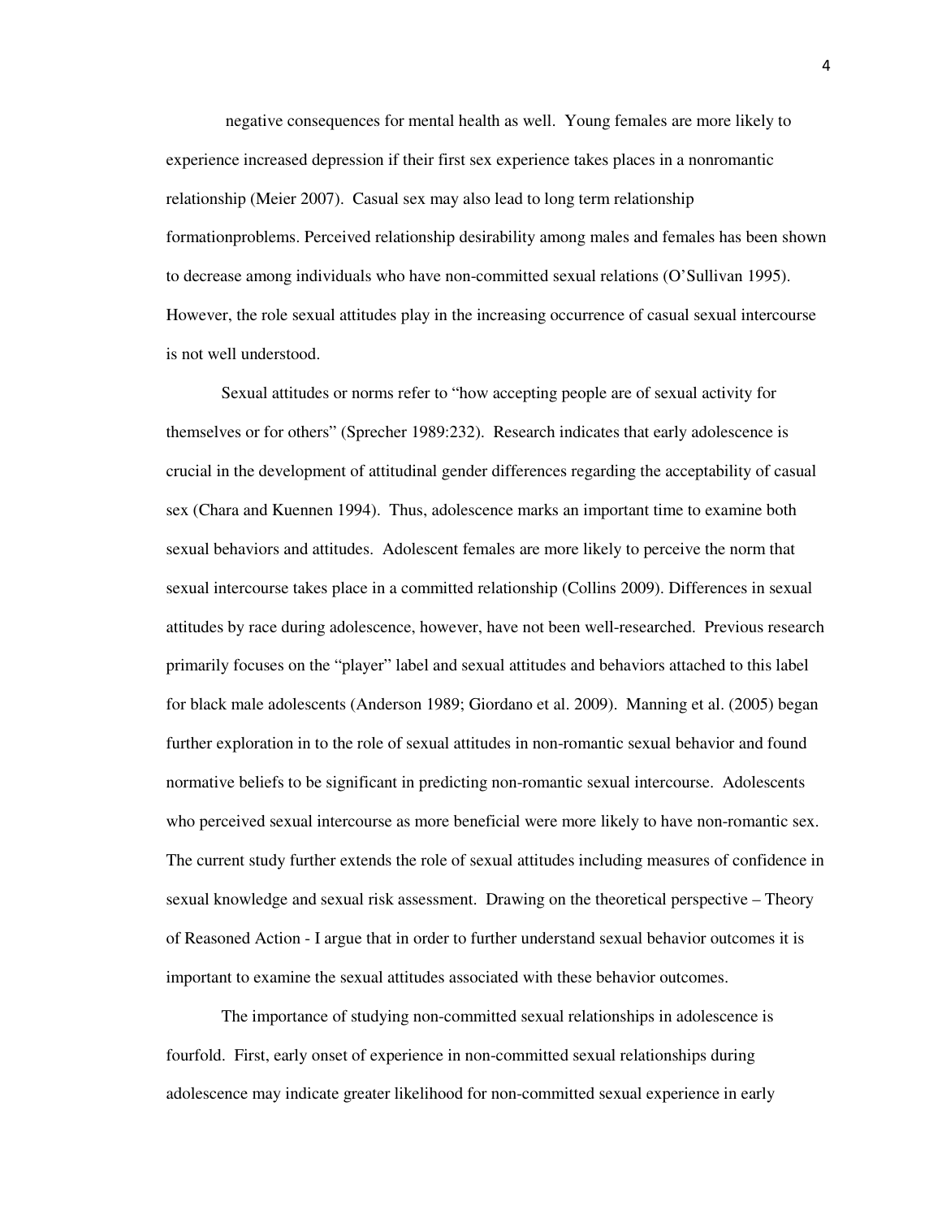negative consequences for mental health as well. Young females are more likely to experience increased depression if their first sex experience takes places in a nonromantic relationship (Meier 2007). Casual sex may also lead to long term relationship formationproblems. Perceived relationship desirability among males and females has been shown to decrease among individuals who have non-committed sexual relations (O'Sullivan 1995). However, the role sexual attitudes play in the increasing occurrence of casual sexual intercourse is not well understood.

Sexual attitudes or norms refer to "how accepting people are of sexual activity for themselves or for others" (Sprecher 1989:232). Research indicates that early adolescence is crucial in the development of attitudinal gender differences regarding the acceptability of casual sex (Chara and Kuennen 1994). Thus, adolescence marks an important time to examine both sexual behaviors and attitudes. Adolescent females are more likely to perceive the norm that sexual intercourse takes place in a committed relationship (Collins 2009). Differences in sexual attitudes by race during adolescence, however, have not been well-researched. Previous research primarily focuses on the "player" label and sexual attitudes and behaviors attached to this label for black male adolescents (Anderson 1989; Giordano et al. 2009). Manning et al. (2005) began further exploration in to the role of sexual attitudes in non-romantic sexual behavior and found normative beliefs to be significant in predicting non-romantic sexual intercourse. Adolescents who perceived sexual intercourse as more beneficial were more likely to have non-romantic sex. The current study further extends the role of sexual attitudes including measures of confidence in sexual knowledge and sexual risk assessment. Drawing on the theoretical perspective – Theory of Reasoned Action - I argue that in order to further understand sexual behavior outcomes it is important to examine the sexual attitudes associated with these behavior outcomes.

The importance of studying non-committed sexual relationships in adolescence is fourfold. First, early onset of experience in non-committed sexual relationships during adolescence may indicate greater likelihood for non-committed sexual experience in early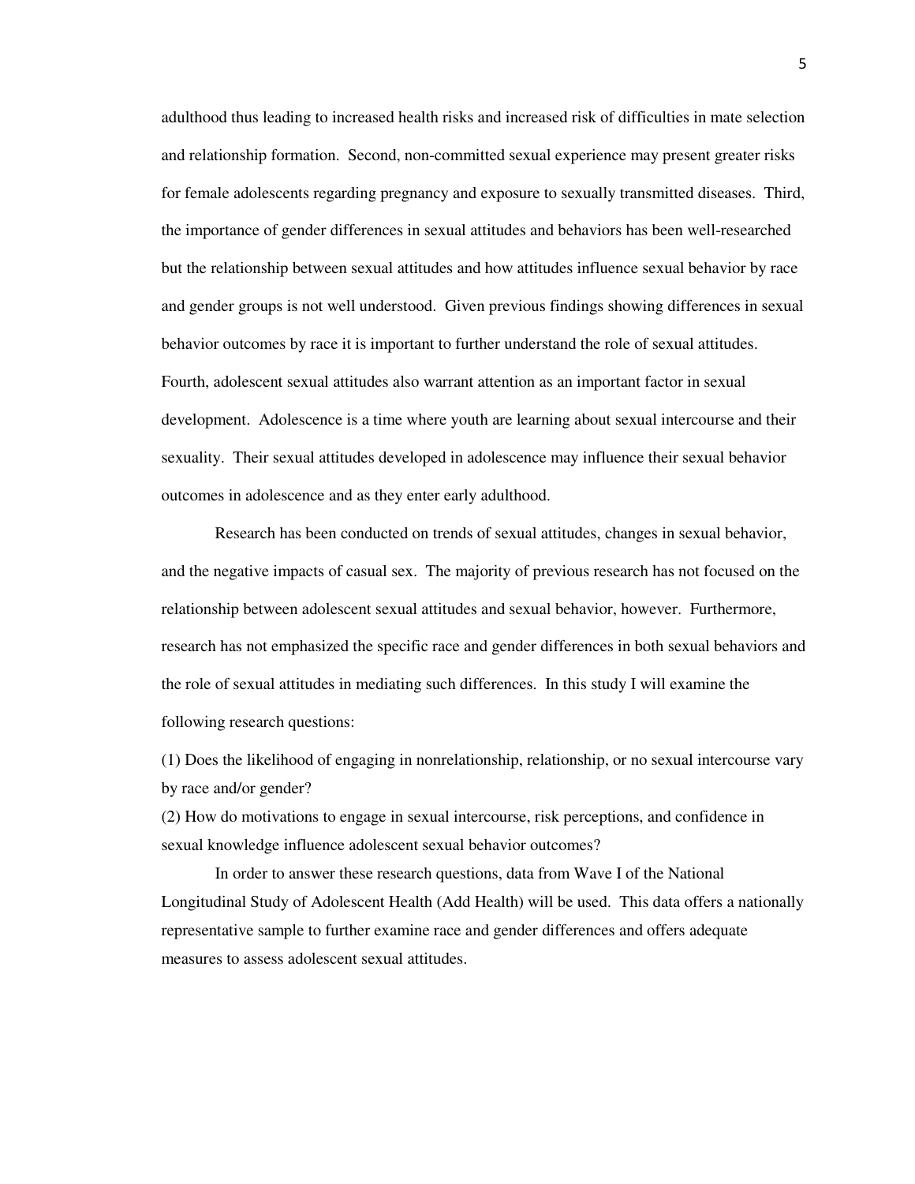adulthood thus leading to increased health risks and increased risk of difficulties in mate selection and relationship formation. Second, non-committed sexual experience may present greater risks for female adolescents regarding pregnancy and exposure to sexually transmitted diseases. Third, the importance of gender differences in sexual attitudes and behaviors has been well-researched but the relationship between sexual attitudes and how attitudes influence sexual behavior by race and gender groups is not well understood. Given previous findings showing differences in sexual behavior outcomes by race it is important to further understand the role of sexual attitudes. Fourth, adolescent sexual attitudes also warrant attention as an important factor in sexual development. Adolescence is a time where youth are learning about sexual intercourse and their sexuality. Their sexual attitudes developed in adolescence may influence their sexual behavior outcomes in adolescence and as they enter early adulthood.

Research has been conducted on trends of sexual attitudes, changes in sexual behavior, and the negative impacts of casual sex. The majority of previous research has not focused on the relationship between adolescent sexual attitudes and sexual behavior, however. Furthermore, research has not emphasized the specific race and gender differences in both sexual behaviors and the role of sexual attitudes in mediating such differences. In this study I will examine the following research questions:

(1) Does the likelihood of engaging in nonrelationship, relationship, or no sexual intercourse vary by race and/or gender?

(2) How do motivations to engage in sexual intercourse, risk perceptions, and confidence in sexual knowledge influence adolescent sexual behavior outcomes?

In order to answer these research questions, data from Wave I of the National Longitudinal Study of Adolescent Health (Add Health) will be used. This data offers a nationally representative sample to further examine race and gender differences and offers adequate measures to assess adolescent sexual attitudes.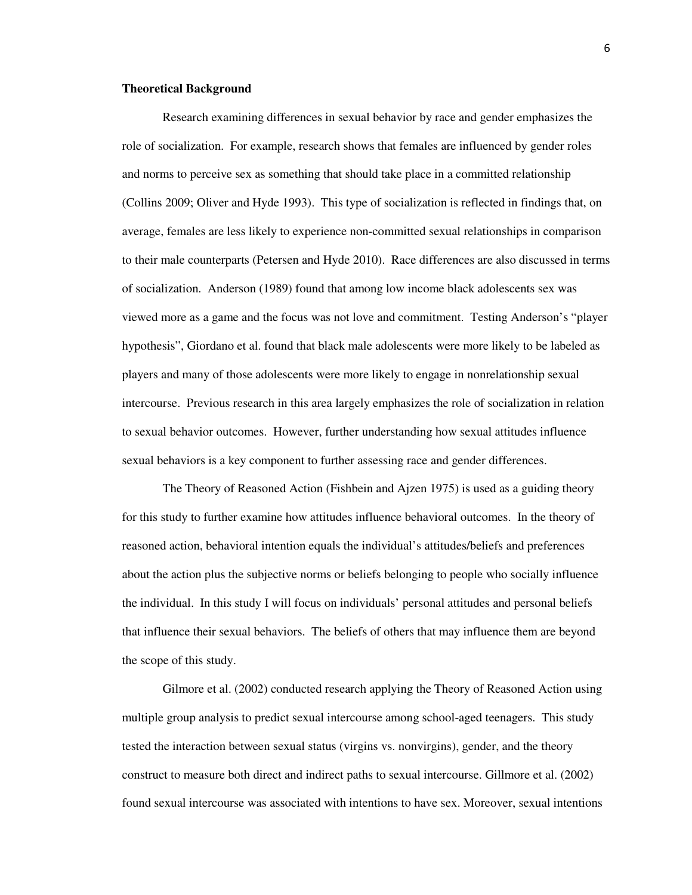**Theoretical Background**

Research examining differences in sexual behavior by race and gender emphasizes the role of socialization. For example, research shows that females are influenced by gender roles and norms to perceive sex as something that should take place in a committed relationship (Collins 2009; Oliver and Hyde 1993). This type of socialization is reflected in findings that, on average, females are less likely to experience non-committed sexual relationships in comparison to their male counterparts (Petersen and Hyde 2010). Race differences are also discussed in terms of socialization. Anderson (1989) found that among low income black adolescents sex was viewed more as a game and the focus was not love and commitment. Testing Anderson's "player hypothesis", Giordano et al. found that black male adolescents were more likely to be labeled as players and many of those adolescents were more likely to engage in nonrelationship sexual intercourse. Previous research in this area largely emphasizes the role of socialization in relation to sexual behavior outcomes. However, further understanding how sexual attitudes influence sexual behaviors is a key component to further assessing race and gender differences.

The Theory of Reasoned Action (Fishbein and Ajzen 1975) is used as a guiding theory for this study to further examine how attitudes influence behavioral outcomes. In the theory of reasoned action, behavioral intention equals the individual's attitudes/beliefs and preferences about the action plus the subjective norms or beliefs belonging to people who socially influence the individual. In this study I will focus on individuals' personal attitudes and personal beliefs that influence their sexual behaviors. The beliefs of others that may influence them are beyond the scope of this study.

Gilmore et al. (2002) conducted research applying the Theory of Reasoned Action using multiple group analysis to predict sexual intercourse among school-aged teenagers. This study tested the interaction between sexual status (virgins vs. nonvirgins), gender, and the theory construct to measure both direct and indirect paths to sexual intercourse. Gillmore et al. (2002) found sexual intercourse was associated with intentions to have sex. Moreover, sexual intentions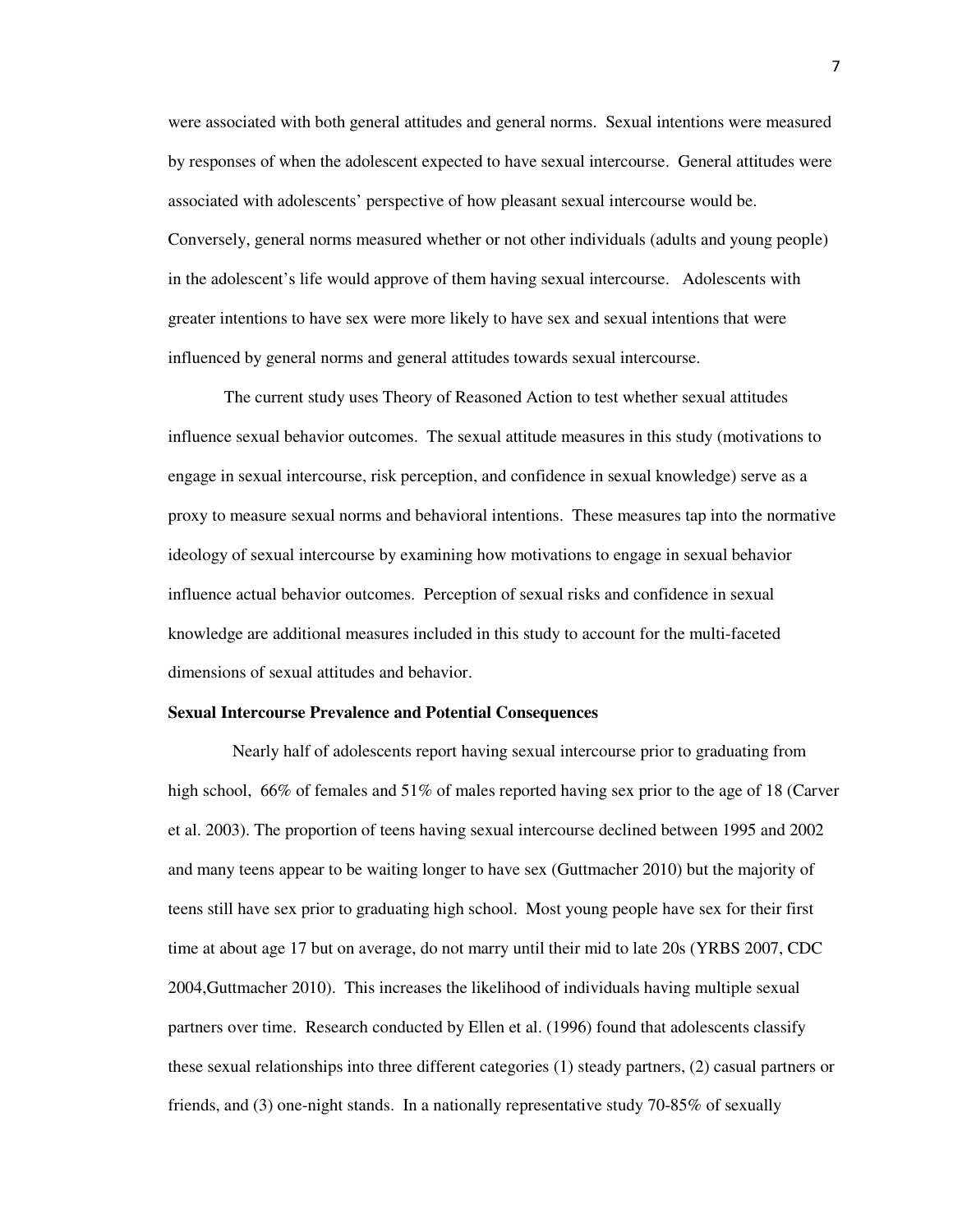were associated with both general attitudes and general norms. Sexual intentions were measured by responses of when the adolescent expected to have sexual intercourse. General attitudes were associated with adolescents' perspective of how pleasant sexual intercourse would be. Conversely, general norms measured whether or not other individuals (adults and young people) in the adolescent's life would approve of them having sexual intercourse. Adolescents with greater intentions to have sex were more likely to have sex and sexual intentions that were influenced by general norms and general attitudes towards sexual intercourse.

The current study uses Theory of Reasoned Action to test whether sexual attitudes influence sexual behavior outcomes. The sexual attitude measures in this study (motivations to engage in sexual intercourse, risk perception, and confidence in sexual knowledge) serve as a proxy to measure sexual norms and behavioral intentions. These measures tap into the normative ideology of sexual intercourse by examining how motivations to engage in sexual behavior influence actual behavior outcomes. Perception of sexual risks and confidence in sexual knowledge are additional measures included in this study to account for the multi-faceted dimensions of sexual attitudes and behavior.

**Sexual Intercourse Prevalence and Potential Consequences**

Nearly half of adolescents report having sexual intercourse prior to graduating from high school, 66% of females and 51% of males reported having sex prior to the age of 18 (Carver et al. 2003). The proportion of teens having sexual intercourse declined between 1995 and 2002 and many teens appear to be waiting longer to have sex (Guttmacher 2010) but the majority of teens still have sex prior to graduating high school. Most young people have sex for their first time at about age 17 but on average, do not marry until their mid to late 20s (YRBS 2007, CDC 2004,Guttmacher 2010). This increases the likelihood of individuals having multiple sexual partners over time. Research conducted by Ellen et al. (1996) found that adolescents classify these sexual relationships into three different categories (1) steady partners, (2) casual partners or friends, and (3) one-night stands. In a nationally representative study 70-85% of sexually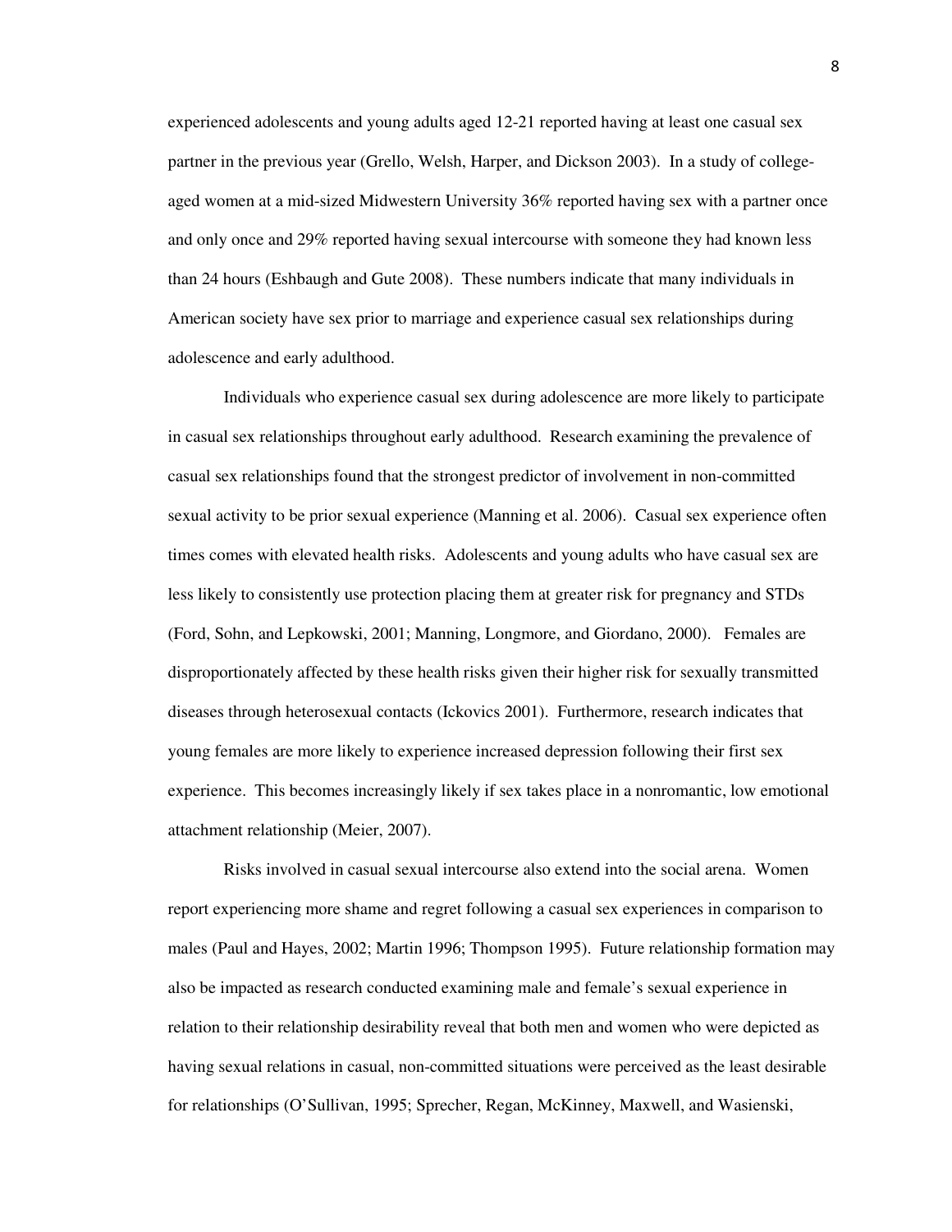experienced adolescents and young adults aged 12-21 reported having at least one casual sex partner in the previous year (Grello, Welsh, Harper, and Dickson 2003). In a study of college-aged women at a mid-sized Midwestern University 36% reported having sex with a partner once and only once and 29% reported having sexual intercourse with someone they had known less than 24 hours (Eshbaugh and Gute 2008). These numbers indicate that many individuals in American society have sex prior to marriage and experience casual sex relationships during adolescence and early adulthood.

Individuals who experience casual sex during adolescence are more likely to participate in casual sex relationships throughout early adulthood. Research examining the prevalence of casual sex relationships found that the strongest predictor of involvement in non-committed sexual activity to be prior sexual experience (Manning et al. 2006). Casual sex experience often times comes with elevated health risks. Adolescents and young adults who have casual sex are less likely to consistently use protection placing them at greater risk for pregnancy and STDs (Ford, Sohn, and Lepkowski, 2001; Manning, Longmore, and Giordano, 2000). Females are disproportionately affected by these health risks given their higher risk for sexually transmitted diseases through heterosexual contacts (Ickovics 2001). Furthermore, research indicates that young females are more likely to experience increased depression following their first sex experience. This becomes increasingly likely if sex takes place in a nonromantic, low emotional attachment relationship (Meier, 2007).

Risks involved in casual sexual intercourse also extend into the social arena. Women report experiencing more shame and regret following a casual sex experiences in comparison to males (Paul and Hayes, 2002; Martin 1996; Thompson 1995). Future relationship formation may also be impacted as research conducted examining male and female's sexual experience in relation to their relationship desirability reveal that both men and women who were depicted as having sexual relations in casual, non-committed situations were perceived as the least desirable for relationships (O'Sullivan, 1995; Sprecher, Regan, McKinney, Maxwell, and Wasienski,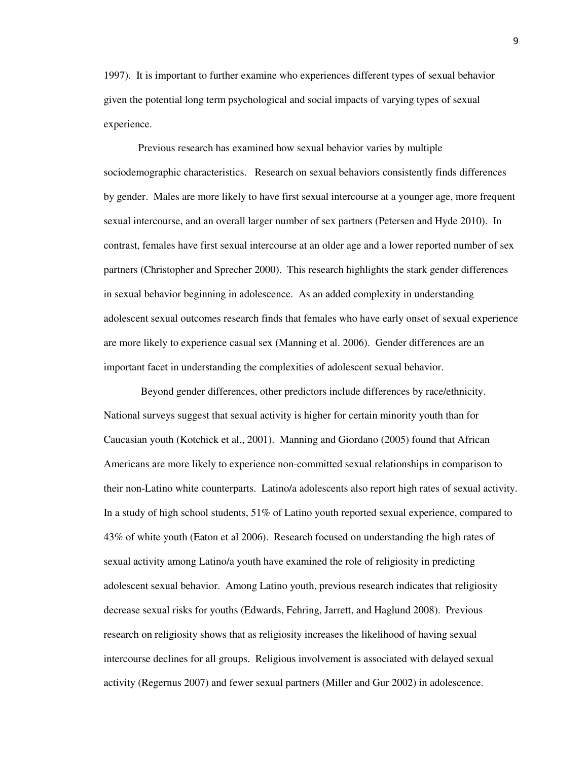1997). It is important to further examine who experiences different types of sexual behavior given the potential long term psychological and social impacts of varying types of sexual experience.

Previous research has examined how sexual behavior varies by multiple sociodemographic characteristics. Research on sexual behaviors consistently finds differences by gender. Males are more likely to have first sexual intercourse at a younger age, more frequent sexual intercourse, and an overall larger number of sex partners (Petersen and Hyde 2010). In contrast, females have first sexual intercourse at an older age and a lower reported number of sex partners (Christopher and Sprecher 2000). This research highlights the stark gender differences in sexual behavior beginning in adolescence. As an added complexity in understanding adolescent sexual outcomes research finds that females who have early onset of sexual experience are more likely to experience casual sex (Manning et al. 2006). Gender differences are an important facet in understanding the complexities of adolescent sexual behavior.

Beyond gender differences, other predictors include differences by race/ethnicity. National surveys suggest that sexual activity is higher for certain minority youth than for Caucasian youth (Kotchick et al., 2001). Manning and Giordano (2005) found that African Americans are more likely to experience non-committed sexual relationships in comparison to their non-Latino white counterparts. Latino/a adolescents also report high rates of sexual activity. In a study of high school students, 51% of Latino youth reported sexual experience, compared to 43% of white youth (Eaton et al 2006). Research focused on understanding the high rates of sexual activity among Latino/a youth have examined the role of religiosity in predicting adolescent sexual behavior. Among Latino youth, previous research indicates that religiosity decrease sexual risks for youths (Edwards, Fehring, Jarrett, and Haglund 2008). Previous research on religiosity shows that as religiosity increases the likelihood of having sexual intercourse declines for all groups. Religious involvement is associated with delayed sexual activity (Regernus 2007) and fewer sexual partners (Miller and Gur 2002) in adolescence.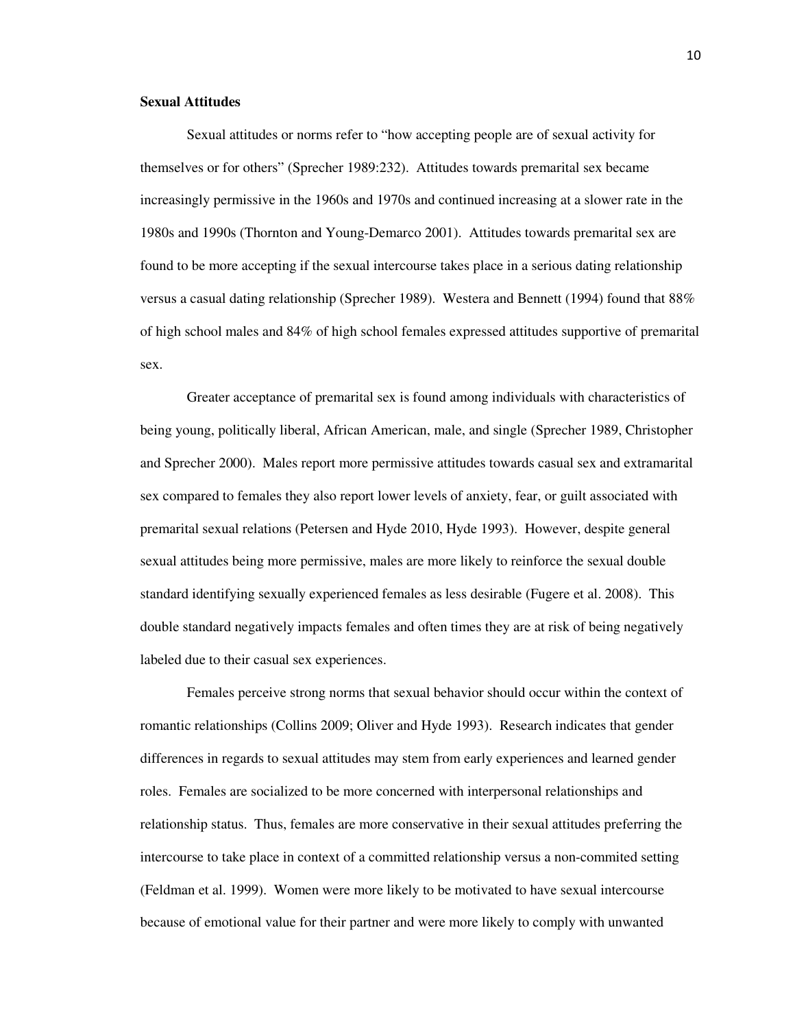**Sexual Attitudes**

Sexual attitudes or norms refer to "how accepting people are of sexual activity for themselves or for others" (Sprecher 1989:232). Attitudes towards premarital sex became increasingly permissive in the 1960s and 1970s and continued increasing at a slower rate in the 1980s and 1990s (Thornton and Young-Demarco 2001). Attitudes towards premarital sex are found to be more accepting if the sexual intercourse takes place in a serious dating relationship versus a casual dating relationship (Sprecher 1989). Westera and Bennett (1994) found that 88% of high school males and 84% of high school females expressed attitudes supportive of premarital sex.

Greater acceptance of premarital sex is found among individuals with characteristics of being young, politically liberal, African American, male, and single (Sprecher 1989, Christopher and Sprecher 2000). Males report more permissive attitudes towards casual sex and extramarital sex compared to females they also report lower levels of anxiety, fear, or guilt associated with premarital sexual relations (Petersen and Hyde 2010, Hyde 1993). However, despite general sexual attitudes being more permissive, males are more likely to reinforce the sexual double standard identifying sexually experienced females as less desirable (Fugere et al. 2008). This double standard negatively impacts females and often times they are at risk of being negatively labeled due to their casual sex experiences.

Females perceive strong norms that sexual behavior should occur within the context of romantic relationships (Collins 2009; Oliver and Hyde 1993). Research indicates that gender differences in regards to sexual attitudes may stem from early experiences and learned gender roles. Females are socialized to be more concerned with interpersonal relationships and relationship status. Thus, females are more conservative in their sexual attitudes preferring the intercourse to take place in context of a committed relationship versus a non-commited setting (Feldman et al. 1999). Women were more likely to be motivated to have sexual intercourse because of emotional value for their partner and were more likely to comply with unwanted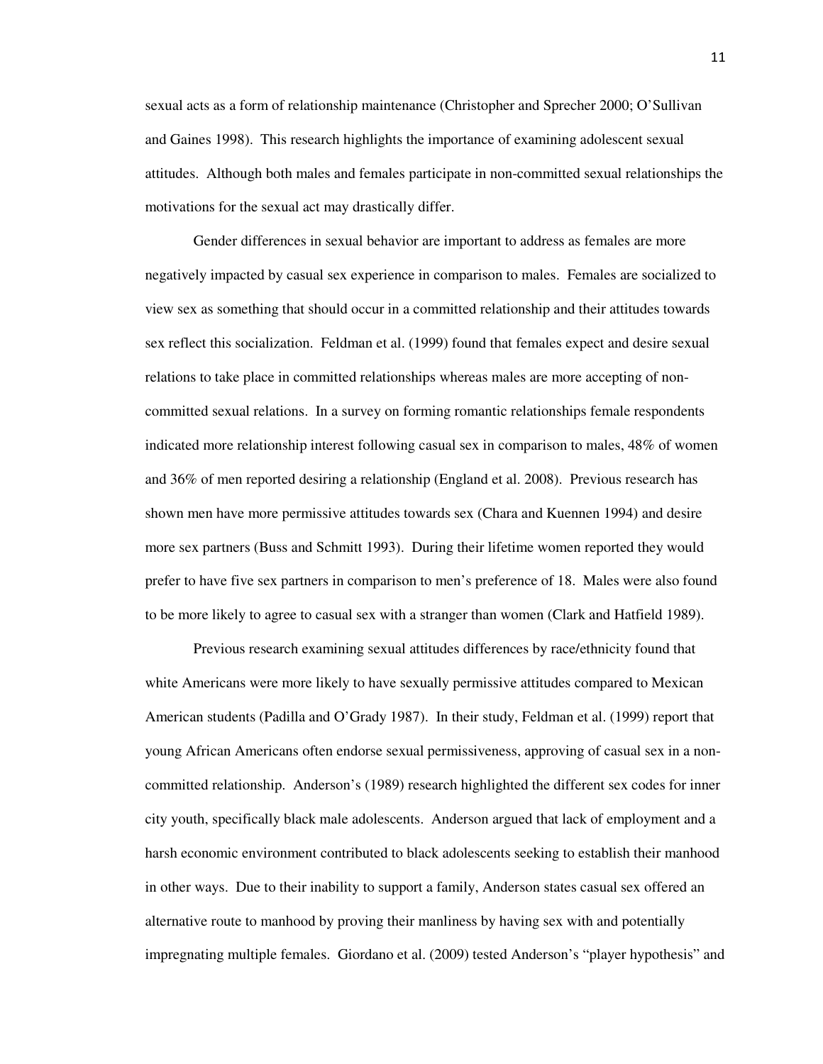sexual acts as a form of relationship maintenance (Christopher and Sprecher 2000; O'Sullivan and Gaines 1998). This research highlights the importance of examining adolescent sexual attitudes. Although both males and females participate in non-committed sexual relationships the motivations for the sexual act may drastically differ.

Gender differences in sexual behavior are important to address as females are more negatively impacted by casual sex experience in comparison to males. Females are socialized to view sex as something that should occur in a committed relationship and their attitudes towards sex reflect this socialization. Feldman et al. (1999) found that females expect and desire sexual relations to take place in committed relationships whereas males are more accepting of non-committed sexual relations. In a survey on forming romantic relationships female respondents indicated more relationship interest following casual sex in comparison to males, 48% of women and 36% of men reported desiring a relationship (England et al. 2008). Previous research has shown men have more permissive attitudes towards sex (Chara and Kuennen 1994) and desire more sex partners (Buss and Schmitt 1993). During their lifetime women reported they would prefer to have five sex partners in comparison to men's preference of 18. Males were also found to be more likely to agree to casual sex with a stranger than women (Clark and Hatfield 1989).

Previous research examining sexual attitudes differences by race/ethnicity found that white Americans were more likely to have sexually permissive attitudes compared to Mexican American students (Padilla and O'Grady 1987). In their study, Feldman et al. (1999) report that young African Americans often endorse sexual permissiveness, approving of casual sex in a non-committed relationship. Anderson's (1989) research highlighted the different sex codes for inner city youth, specifically black male adolescents. Anderson argued that lack of employment and a harsh economic environment contributed to black adolescents seeking to establish their manhood in other ways. Due to their inability to support a family, Anderson states casual sex offered an alternative route to manhood by proving their manliness by having sex with and potentially impregnating multiple females. Giordano et al. (2009) tested Anderson's "player hypothesis" and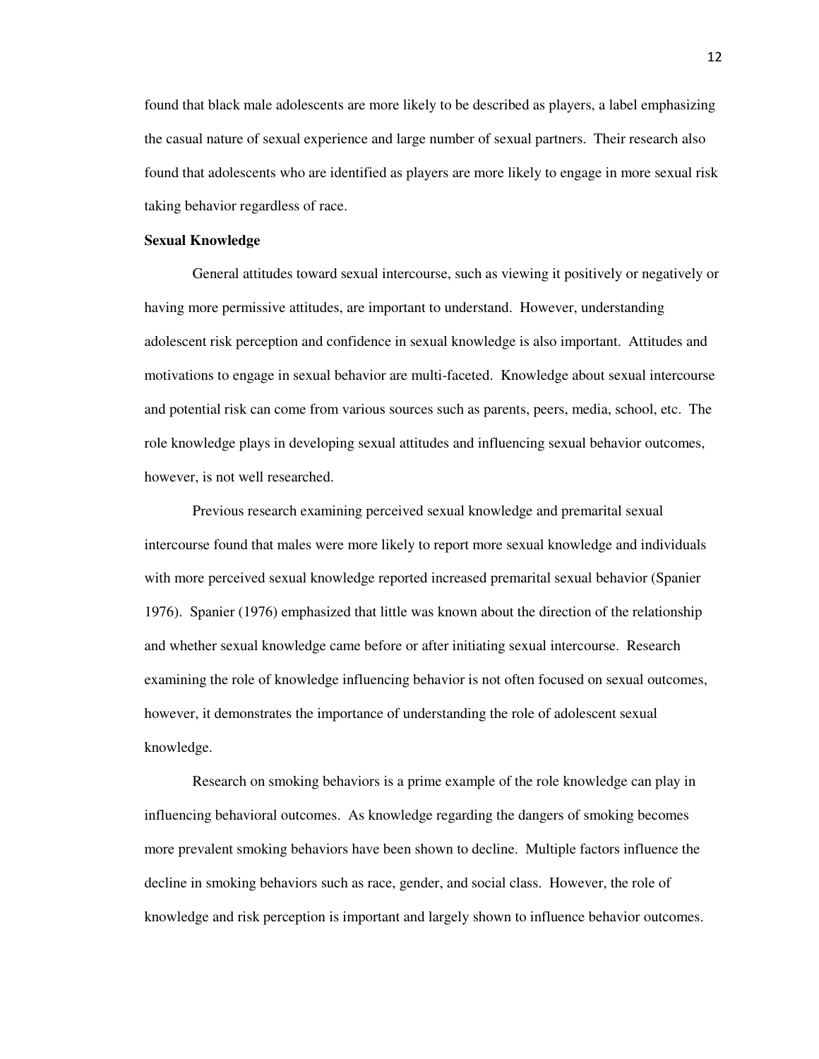found that black male adolescents are more likely to be described as players, a label emphasizing the casual nature of sexual experience and large number of sexual partners. Their research also found that adolescents who are identified as players are more likely to engage in more sexual risk taking behavior regardless of race.

**Sexual Knowledge**

General attitudes toward sexual intercourse, such as viewing it positively or negatively or having more permissive attitudes, are important to understand. However, understanding adolescent risk perception and confidence in sexual knowledge is also important. Attitudes and motivations to engage in sexual behavior are multi-faceted. Knowledge about sexual intercourse and potential risk can come from various sources such as parents, peers, media, school, etc. The role knowledge plays in developing sexual attitudes and influencing sexual behavior outcomes, however, is not well researched.

Previous research examining perceived sexual knowledge and premarital sexual intercourse found that males were more likely to report more sexual knowledge and individuals with more perceived sexual knowledge reported increased premarital sexual behavior (Spanier 1976). Spanier (1976) emphasized that little was known about the direction of the relationship and whether sexual knowledge came before or after initiating sexual intercourse. Research examining the role of knowledge influencing behavior is not often focused on sexual outcomes, however, it demonstrates the importance of understanding the role of adolescent sexual knowledge.

Research on smoking behaviors is a prime example of the role knowledge can play in influencing behavioral outcomes. As knowledge regarding the dangers of smoking becomes more prevalent smoking behaviors have been shown to decline. Multiple factors influence the decline in smoking behaviors such as race, gender, and social class. However, the role of knowledge and risk perception is important and largely shown to influence behavior outcomes.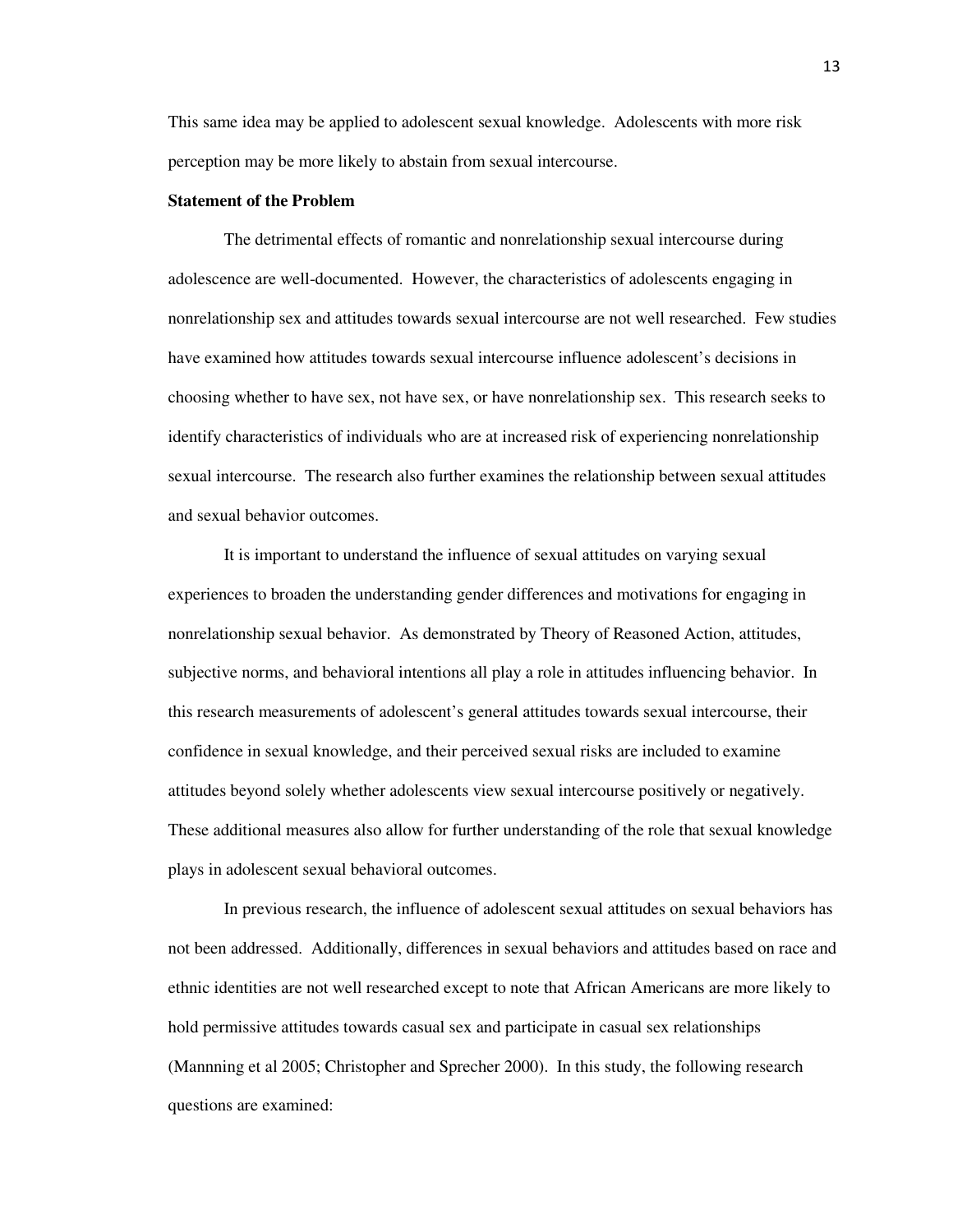This same idea may be applied to adolescent sexual knowledge. Adolescents with more risk perception may be more likely to abstain from sexual intercourse.

**Statement of the Problem**

The detrimental effects of romantic and nonrelationship sexual intercourse during adolescence are well-documented. However, the characteristics of adolescents engaging in nonrelationship sex and attitudes towards sexual intercourse are not well researched. Few studies have examined how attitudes towards sexual intercourse influence adolescent's decisions in choosing whether to have sex, not have sex, or have nonrelationship sex. This research seeks to identify characteristics of individuals who are at increased risk of experiencing nonrelationship sexual intercourse. The research also further examines the relationship between sexual attitudes and sexual behavior outcomes.

It is important to understand the influence of sexual attitudes on varying sexual experiences to broaden the understanding gender differences and motivations for engaging in nonrelationship sexual behavior. As demonstrated by Theory of Reasoned Action, attitudes, subjective norms, and behavioral intentions all play a role in attitudes influencing behavior. In this research measurements of adolescent's general attitudes towards sexual intercourse, their confidence in sexual knowledge, and their perceived sexual risks are included to examine attitudes beyond solely whether adolescents view sexual intercourse positively or negatively. These additional measures also allow for further understanding of the role that sexual knowledge plays in adolescent sexual behavioral outcomes.

In previous research, the influence of adolescent sexual attitudes on sexual behaviors has not been addressed. Additionally, differences in sexual behaviors and attitudes based on race and ethnic identities are not well researched except to note that African Americans are more likely to hold permissive attitudes towards casual sex and participate in casual sex relationships (Mannning et al 2005; Christopher and Sprecher 2000). In this study, the following research questions are examined: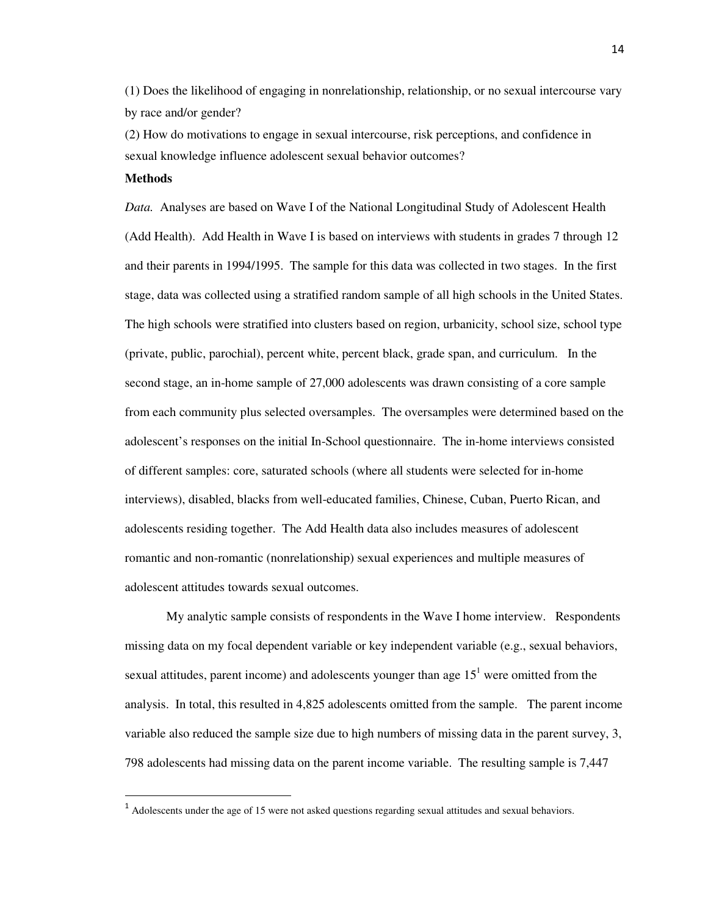(1) Does the likelihood of engaging in nonrelationship, relationship, or no sexual intercourse vary by race and/or gender?

(2) How do motivations to engage in sexual intercourse, risk perceptions, and confidence in sexual knowledge influence adolescent sexual behavior outcomes?

**Methods**

*Data.* Analyses are based on Wave I of the National Longitudinal Study of Adolescent Health (Add Health). Add Health in Wave I is based on interviews with students in grades 7 through 12 and their parents in 1994/1995. The sample for this data was collected in two stages. In the first stage, data was collected using a stratified random sample of all high schools in the United States. The high schools were stratified into clusters based on region, urbanicity, school size, school type (private, public, parochial), percent white, percent black, grade span, and curriculum. In the second stage, an in-home sample of 27,000 adolescents was drawn consisting of a core sample from each community plus selected oversamples. The oversamples were determined based on the adolescent's responses on the initial In-School questionnaire. The in-home interviews consisted of different samples: core, saturated schools (where all students were selected for in-home interviews), disabled, blacks from well-educated families, Chinese, Cuban, Puerto Rican, and adolescents residing together. The Add Health data also includes measures of adolescent romantic and non-romantic (nonrelationship) sexual experiences and multiple measures of adolescent attitudes towards sexual outcomes.

My analytic sample consists of respondents in the Wave I home interview. Respondents missing data on my focal dependent variable or key independent variable (e.g., sexual behaviors, sexual attitudes, parent income) and adolescents younger than age 15[1] were omitted from the analysis. In total, this resulted in 4,825 adolescents omitted from the sample. The parent income variable also reduced the sample size due to high numbers of missing data in the parent survey, 3, 798 adolescents had missing data on the parent income variable. The resulting sample is 7,447

[1] Adolescents under the age of 15 were not asked questions regarding sexual attitudes and sexual behaviors.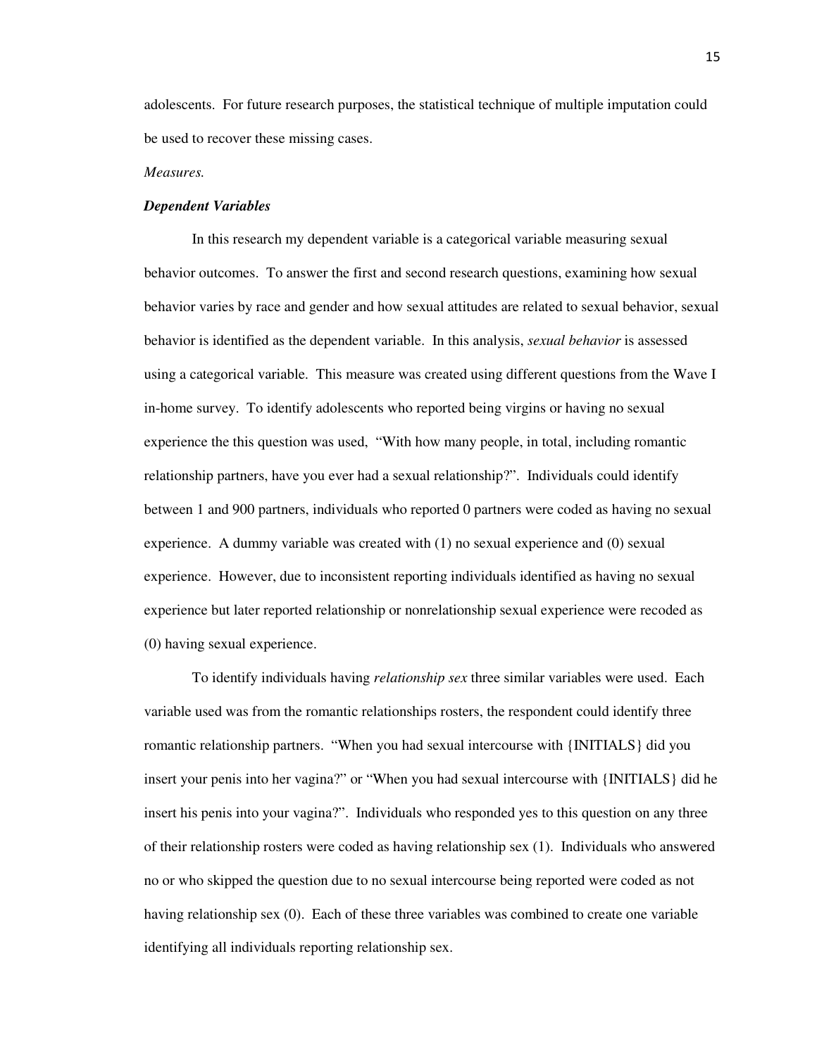adolescents. For future research purposes, the statistical technique of multiple imputation could be used to recover these missing cases.

*Measures.*

***Dependent Variables***

In this research my dependent variable is a categorical variable measuring sexual behavior outcomes. To answer the first and second research questions, examining how sexual behavior varies by race and gender and how sexual attitudes are related to sexual behavior, sexual behavior is identified as the dependent variable. In this analysis, *sexual behavior* is assessed using a categorical variable. This measure was created using different questions from the Wave I in-home survey. To identify adolescents who reported being virgins or having no sexual experience the this question was used, "With how many people, in total, including romantic relationship partners, have you ever had a sexual relationship?". Individuals could identify between 1 and 900 partners, individuals who reported 0 partners were coded as having no sexual experience. A dummy variable was created with (1) no sexual experience and (0) sexual experience. However, due to inconsistent reporting individuals identified as having no sexual experience but later reported relationship or nonrelationship sexual experience were recoded as (0) having sexual experience.

To identify individuals having *relationship sex* three similar variables were used. Each variable used was from the romantic relationships rosters, the respondent could identify three romantic relationship partners. "When you had sexual intercourse with {INITIALS} did you insert your penis into her vagina?" or "When you had sexual intercourse with {INITIALS} did he insert his penis into your vagina?". Individuals who responded yes to this question on any three of their relationship rosters were coded as having relationship sex (1). Individuals who answered no or who skipped the question due to no sexual intercourse being reported were coded as not having relationship sex (0). Each of these three variables was combined to create one variable identifying all individuals reporting relationship sex.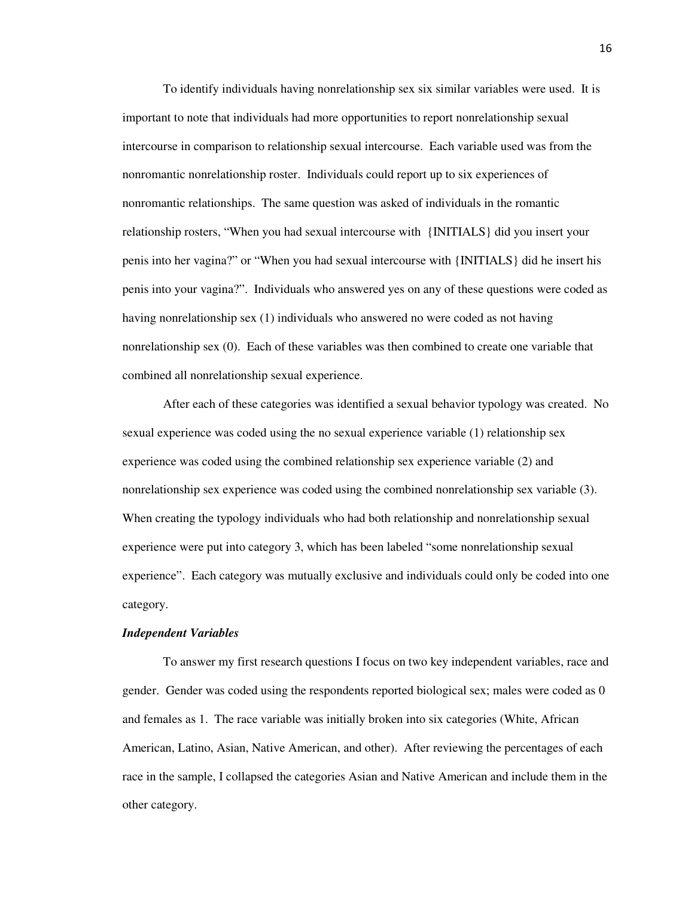To identify individuals having nonrelationship sex six similar variables were used. It is important to note that individuals had more opportunities to report nonrelationship sexual intercourse in comparison to relationship sexual intercourse. Each variable used was from the nonromantic nonrelationship roster. Individuals could report up to six experiences of nonromantic relationships. The same question was asked of individuals in the romantic relationship rosters, "When you had sexual intercourse with {INITIALS} did you insert your penis into her vagina?" or "When you had sexual intercourse with {INITIALS} did he insert his penis into your vagina?". Individuals who answered yes on any of these questions were coded as having nonrelationship sex (1) individuals who answered no were coded as not having nonrelationship sex (0). Each of these variables was then combined to create one variable that combined all nonrelationship sexual experience.

After each of these categories was identified a sexual behavior typology was created. No sexual experience was coded using the no sexual experience variable (1) relationship sex experience was coded using the combined relationship sex experience variable (2) and nonrelationship sex experience was coded using the combined nonrelationship sex variable (3). When creating the typology individuals who had both relationship and nonrelationship sexual experience were put into category 3, which has been labeled "some nonrelationship sexual experience". Each category was mutually exclusive and individuals could only be coded into one category.

***Independent Variables***

To answer my first research questions I focus on two key independent variables, race and gender. Gender was coded using the respondents reported biological sex; males were coded as 0 and females as 1. The race variable was initially broken into six categories (White, African American, Latino, Asian, Native American, and other). After reviewing the percentages of each race in the sample, I collapsed the categories Asian and Native American and include them in the other category.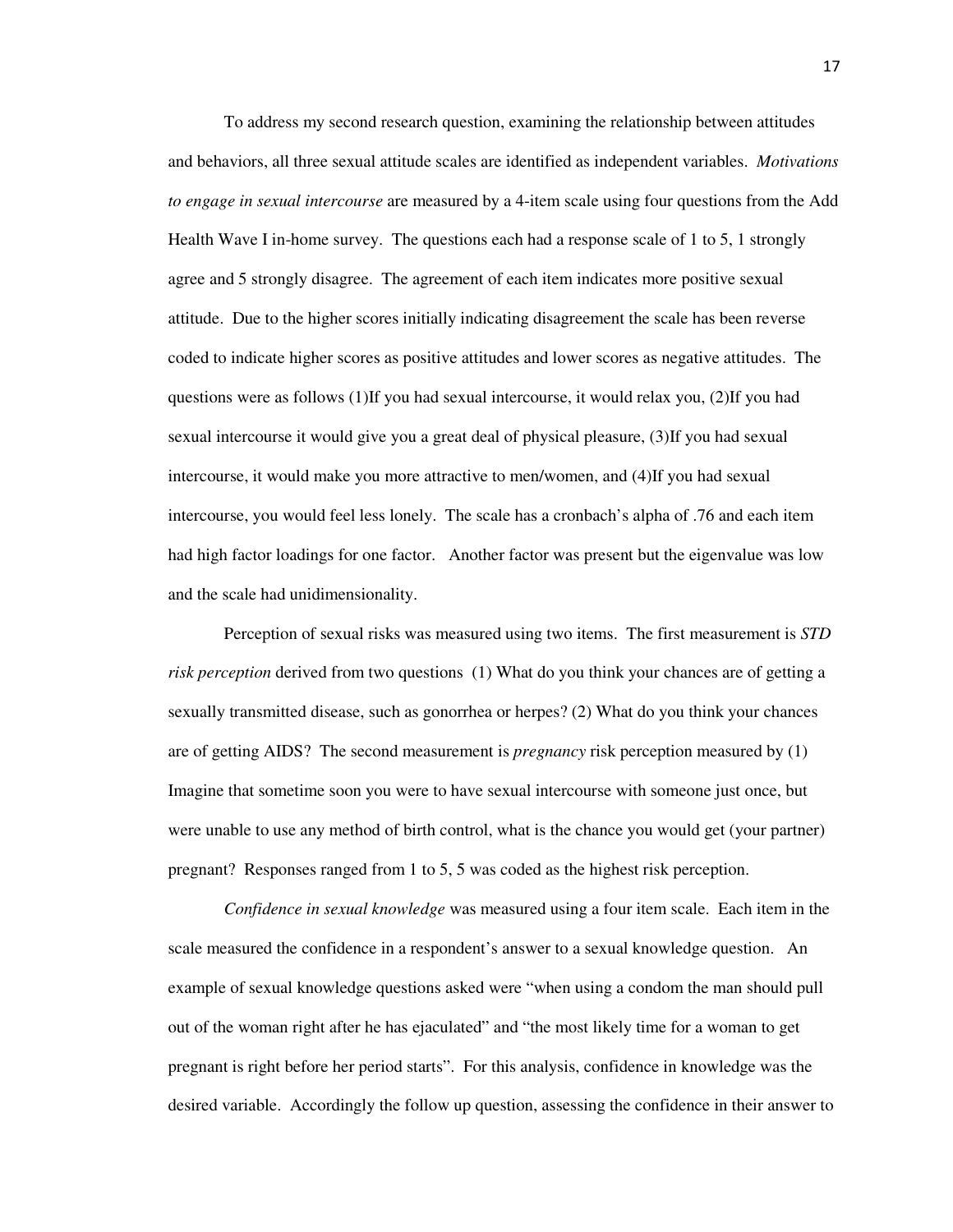To address my second research question, examining the relationship between attitudes and behaviors, all three sexual attitude scales are identified as independent variables. *Motivations to engage in sexual intercourse* are measured by a 4-item scale using four questions from the Add Health Wave I in-home survey. The questions each had a response scale of 1 to 5, 1 strongly agree and 5 strongly disagree. The agreement of each item indicates more positive sexual attitude. Due to the higher scores initially indicating disagreement the scale has been reverse coded to indicate higher scores as positive attitudes and lower scores as negative attitudes. The questions were as follows (1)If you had sexual intercourse, it would relax you, (2)If you had sexual intercourse it would give you a great deal of physical pleasure, (3)If you had sexual intercourse, it would make you more attractive to men/women, and (4)If you had sexual intercourse, you would feel less lonely. The scale has a cronbach's alpha of .76 and each item had high factor loadings for one factor. Another factor was present but the eigenvalue was low and the scale had unidimensionality.

Perception of sexual risks was measured using two items. The first measurement is *STD risk perception* derived from two questions (1) What do you think your chances are of getting a sexually transmitted disease, such as gonorrhea or herpes? (2) What do you think your chances are of getting AIDS? The second measurement is *pregnancy* risk perception measured by (1) Imagine that sometime soon you were to have sexual intercourse with someone just once, but were unable to use any method of birth control, what is the chance you would get (your partner) pregnant? Responses ranged from 1 to 5, 5 was coded as the highest risk perception.

*Confidence in sexual knowledge* was measured using a four item scale. Each item in the scale measured the confidence in a respondent's answer to a sexual knowledge question. An example of sexual knowledge questions asked were "when using a condom the man should pull out of the woman right after he has ejaculated" and "the most likely time for a woman to get pregnant is right before her period starts". For this analysis, confidence in knowledge was the desired variable. Accordingly the follow up question, assessing the confidence in their answer to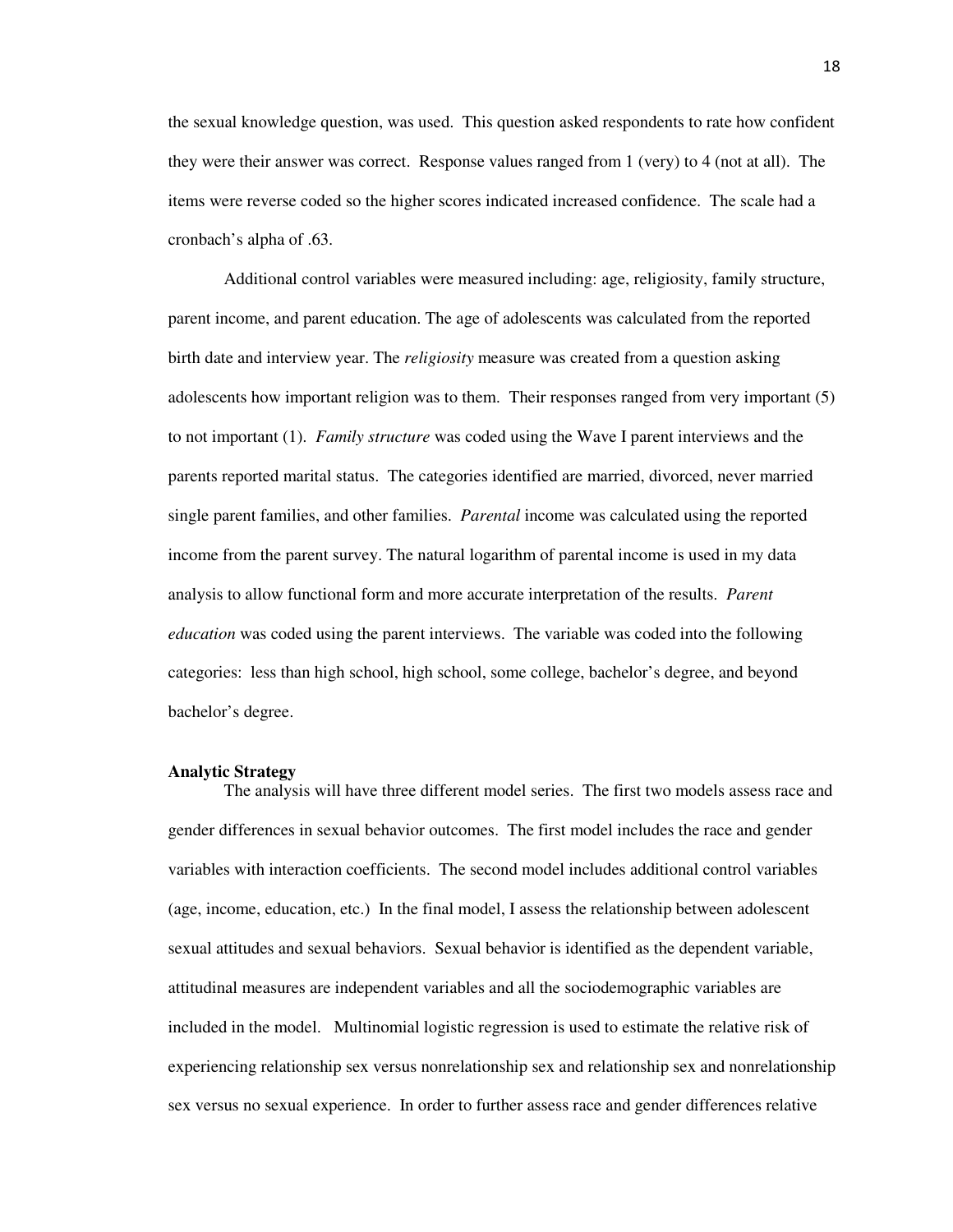the sexual knowledge question, was used. This question asked respondents to rate how confident they were their answer was correct. Response values ranged from 1 (very) to 4 (not at all). The items were reverse coded so the higher scores indicated increased confidence. The scale had a cronbach's alpha of .63.

Additional control variables were measured including: age, religiosity, family structure, parent income, and parent education. The age of adolescents was calculated from the reported birth date and interview year. The *religiosity* measure was created from a question asking adolescents how important religion was to them. Their responses ranged from very important (5) to not important (1). *Family structure* was coded using the Wave I parent interviews and the parents reported marital status. The categories identified are married, divorced, never married single parent families, and other families. *Parental* income was calculated using the reported income from the parent survey. The natural logarithm of parental income is used in my data analysis to allow functional form and more accurate interpretation of the results. *Parent education* was coded using the parent interviews. The variable was coded into the following categories: less than high school, high school, some college, bachelor's degree, and beyond bachelor's degree.

**Analytic Strategy**

The analysis will have three different model series. The first two models assess race and gender differences in sexual behavior outcomes. The first model includes the race and gender variables with interaction coefficients. The second model includes additional control variables (age, income, education, etc.) In the final model, I assess the relationship between adolescent sexual attitudes and sexual behaviors. Sexual behavior is identified as the dependent variable, attitudinal measures are independent variables and all the sociodemographic variables are included in the model. Multinomial logistic regression is used to estimate the relative risk of experiencing relationship sex versus nonrelationship sex and relationship sex and nonrelationship sex versus no sexual experience. In order to further assess race and gender differences relative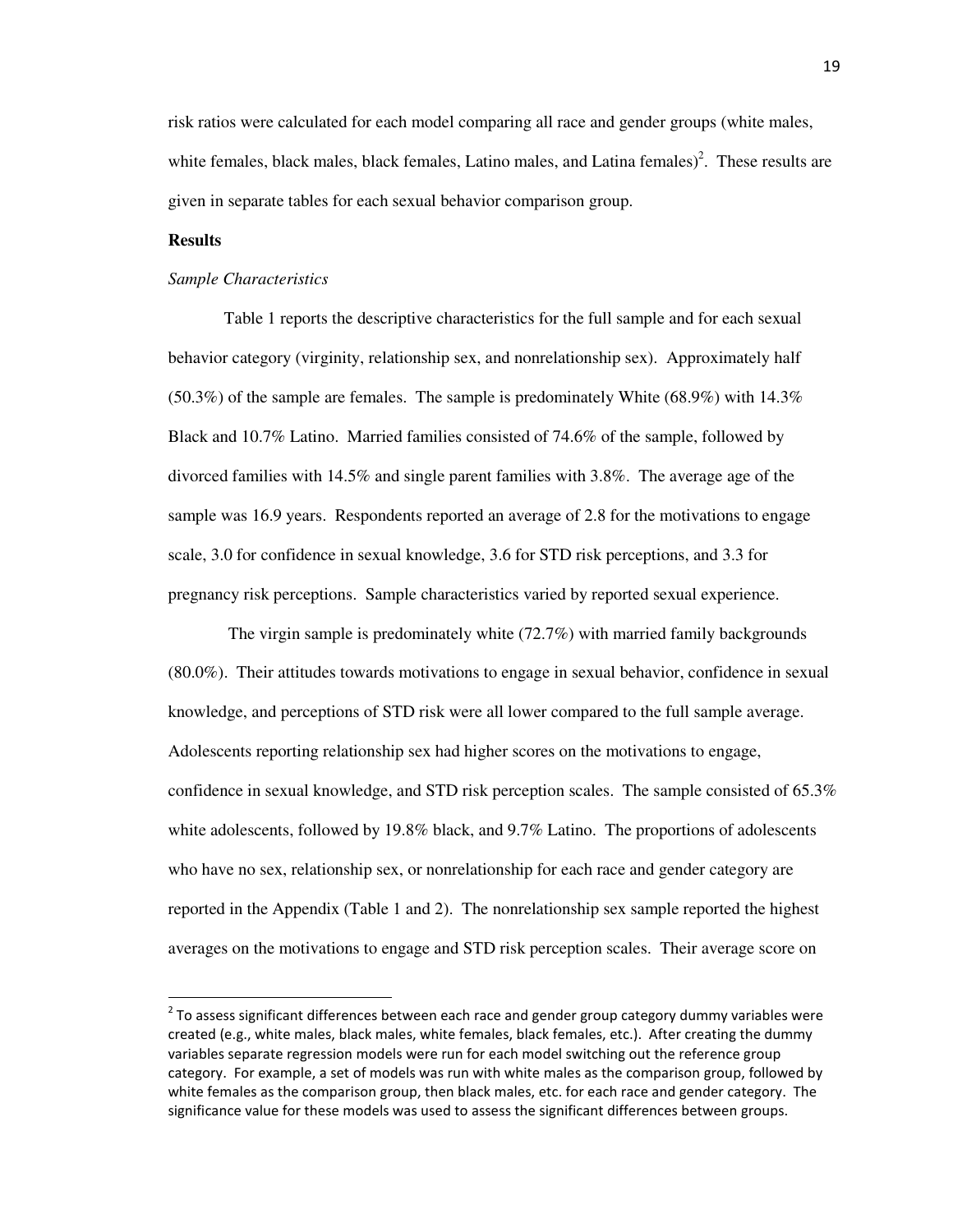risk ratios were calculated for each model comparing all race and gender groups (white males, white females, black males, black females, Latino males, and Latina females)[2]. These results are given in separate tables for each sexual behavior comparison group.

**Results**

*Sample Characteristics*

Table 1 reports the descriptive characteristics for the full sample and for each sexual behavior category (virginity, relationship sex, and nonrelationship sex). Approximately half (50.3%) of the sample are females. The sample is predominately White (68.9%) with 14.3% Black and 10.7% Latino. Married families consisted of 74.6% of the sample, followed by divorced families with 14.5% and single parent families with 3.8%. The average age of the sample was 16.9 years. Respondents reported an average of 2.8 for the motivations to engage scale, 3.0 for confidence in sexual knowledge, 3.6 for STD risk perceptions, and 3.3 for pregnancy risk perceptions. Sample characteristics varied by reported sexual experience.

The virgin sample is predominately white (72.7%) with married family backgrounds (80.0%). Their attitudes towards motivations to engage in sexual behavior, confidence in sexual knowledge, and perceptions of STD risk were all lower compared to the full sample average. Adolescents reporting relationship sex had higher scores on the motivations to engage, confidence in sexual knowledge, and STD risk perception scales. The sample consisted of 65.3% white adolescents, followed by 19.8% black, and 9.7% Latino. The proportions of adolescents who have no sex, relationship sex, or nonrelationship for each race and gender category are reported in the Appendix (Table 1 and 2). The nonrelationship sex sample reported the highest averages on the motivations to engage and STD risk perception scales. Their average score on

[2] To assess significant differences between each race and gender group category dummy variables were created (e.g., white males, black males, white females, black females, etc.). After creating the dummy variables separate regression models were run for each model switching out the reference group category. For example, a set of models was run with white males as the comparison group, followed by white females as the comparison group, then black males, etc. for each race and gender category. The significance value for these models was used to assess the significant differences between groups.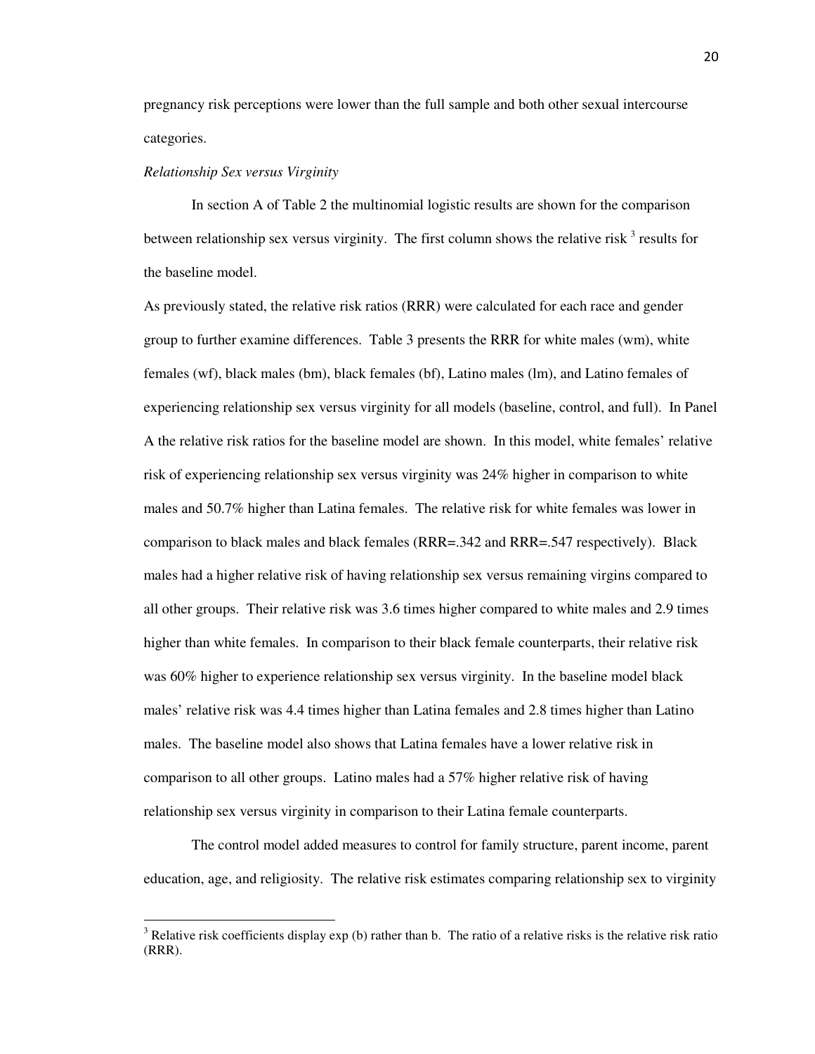pregnancy risk perceptions were lower than the full sample and both other sexual intercourse categories.

*Relationship Sex versus Virginity*

In section A of Table 2 the multinomial logistic results are shown for the comparison between relationship sex versus virginity. The first column shows the relative risk [3] results for the baseline model.

As previously stated, the relative risk ratios (RRR) were calculated for each race and gender group to further examine differences. Table 3 presents the RRR for white males (wm), white females (wf), black males (bm), black females (bf), Latino males (lm), and Latino females of experiencing relationship sex versus virginity for all models (baseline, control, and full). In Panel A the relative risk ratios for the baseline model are shown. In this model, white females' relative risk of experiencing relationship sex versus virginity was 24% higher in comparison to white males and 50.7% higher than Latina females. The relative risk for white females was lower in comparison to black males and black females (RRR=.342 and RRR=.547 respectively). Black males had a higher relative risk of having relationship sex versus remaining virgins compared to all other groups. Their relative risk was 3.6 times higher compared to white males and 2.9 times higher than white females. In comparison to their black female counterparts, their relative risk was 60% higher to experience relationship sex versus virginity. In the baseline model black males' relative risk was 4.4 times higher than Latina females and 2.8 times higher than Latino males. The baseline model also shows that Latina females have a lower relative risk in comparison to all other groups. Latino males had a 57% higher relative risk of having relationship sex versus virginity in comparison to their Latina female counterparts.

The control model added measures to control for family structure, parent income, parent education, age, and religiosity. The relative risk estimates comparing relationship sex to virginity

[3] Relative risk coefficients display exp (b) rather than b. The ratio of a relative risks is the relative risk ratio (RRR).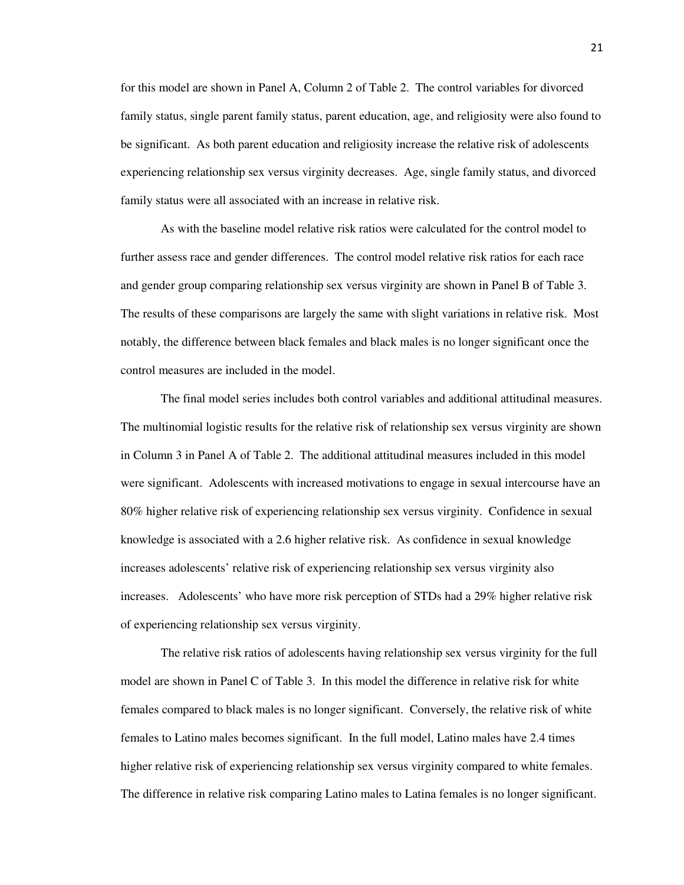for this model are shown in Panel A, Column 2 of Table 2. The control variables for divorced family status, single parent family status, parent education, age, and religiosity were also found to be significant. As both parent education and religiosity increase the relative risk of adolescents experiencing relationship sex versus virginity decreases. Age, single family status, and divorced family status were all associated with an increase in relative risk.

As with the baseline model relative risk ratios were calculated for the control model to further assess race and gender differences. The control model relative risk ratios for each race and gender group comparing relationship sex versus virginity are shown in Panel B of Table 3. The results of these comparisons are largely the same with slight variations in relative risk. Most notably, the difference between black females and black males is no longer significant once the control measures are included in the model.

The final model series includes both control variables and additional attitudinal measures. The multinomial logistic results for the relative risk of relationship sex versus virginity are shown in Column 3 in Panel A of Table 2. The additional attitudinal measures included in this model were significant. Adolescents with increased motivations to engage in sexual intercourse have an 80% higher relative risk of experiencing relationship sex versus virginity. Confidence in sexual knowledge is associated with a 2.6 higher relative risk. As confidence in sexual knowledge increases adolescents' relative risk of experiencing relationship sex versus virginity also increases. Adolescents' who have more risk perception of STDs had a 29% higher relative risk of experiencing relationship sex versus virginity.

The relative risk ratios of adolescents having relationship sex versus virginity for the full model are shown in Panel C of Table 3. In this model the difference in relative risk for white females compared to black males is no longer significant. Conversely, the relative risk of white females to Latino males becomes significant. In the full model, Latino males have 2.4 times higher relative risk of experiencing relationship sex versus virginity compared to white females. The difference in relative risk comparing Latino males to Latina females is no longer significant.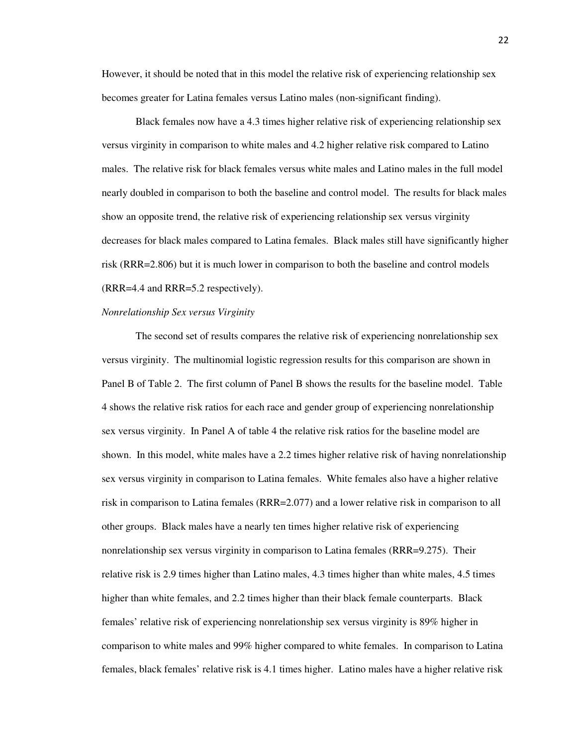However, it should be noted that in this model the relative risk of experiencing relationship sex becomes greater for Latina females versus Latino males (non-significant finding).

Black females now have a 4.3 times higher relative risk of experiencing relationship sex versus virginity in comparison to white males and 4.2 higher relative risk compared to Latino males. The relative risk for black females versus white males and Latino males in the full model nearly doubled in comparison to both the baseline and control model. The results for black males show an opposite trend, the relative risk of experiencing relationship sex versus virginity decreases for black males compared to Latina females. Black males still have significantly higher risk (RRR=2.806) but it is much lower in comparison to both the baseline and control models (RRR=4.4 and RRR=5.2 respectively).

*Nonrelationship Sex versus Virginity*

The second set of results compares the relative risk of experiencing nonrelationship sex versus virginity. The multinomial logistic regression results for this comparison are shown in Panel B of Table 2. The first column of Panel B shows the results for the baseline model. Table 4 shows the relative risk ratios for each race and gender group of experiencing nonrelationship sex versus virginity. In Panel A of table 4 the relative risk ratios for the baseline model are shown. In this model, white males have a 2.2 times higher relative risk of having nonrelationship sex versus virginity in comparison to Latina females. White females also have a higher relative risk in comparison to Latina females (RRR=2.077) and a lower relative risk in comparison to all other groups. Black males have a nearly ten times higher relative risk of experiencing nonrelationship sex versus virginity in comparison to Latina females (RRR=9.275). Their relative risk is 2.9 times higher than Latino males, 4.3 times higher than white males, 4.5 times higher than white females, and 2.2 times higher than their black female counterparts. Black females' relative risk of experiencing nonrelationship sex versus virginity is 89% higher in comparison to white males and 99% higher compared to white females. In comparison to Latina females, black females' relative risk is 4.1 times higher. Latino males have a higher relative risk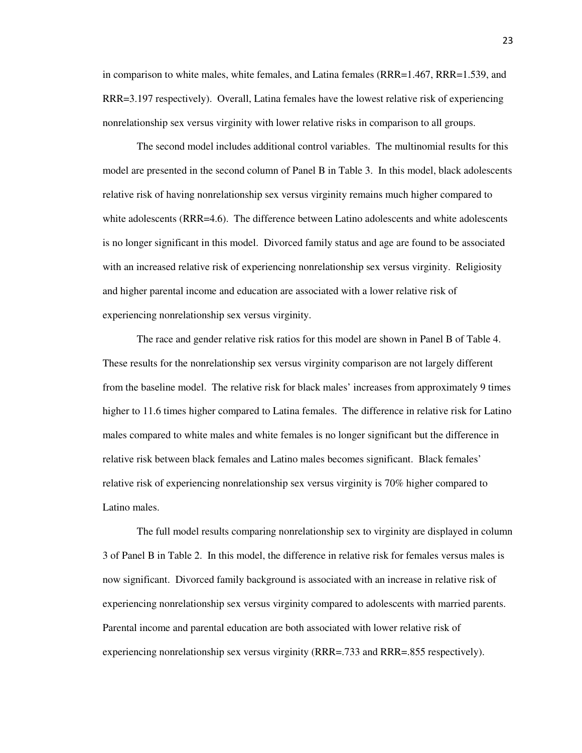in comparison to white males, white females, and Latina females (RRR=1.467, RRR=1.539, and RRR=3.197 respectively). Overall, Latina females have the lowest relative risk of experiencing nonrelationship sex versus virginity with lower relative risks in comparison to all groups.

The second model includes additional control variables. The multinomial results for this model are presented in the second column of Panel B in Table 3. In this model, black adolescents relative risk of having nonrelationship sex versus virginity remains much higher compared to white adolescents (RRR=4.6). The difference between Latino adolescents and white adolescents is no longer significant in this model. Divorced family status and age are found to be associated with an increased relative risk of experiencing nonrelationship sex versus virginity. Religiosity and higher parental income and education are associated with a lower relative risk of experiencing nonrelationship sex versus virginity.

The race and gender relative risk ratios for this model are shown in Panel B of Table 4. These results for the nonrelationship sex versus virginity comparison are not largely different from the baseline model. The relative risk for black males' increases from approximately 9 times higher to 11.6 times higher compared to Latina females. The difference in relative risk for Latino males compared to white males and white females is no longer significant but the difference in relative risk between black females and Latino males becomes significant. Black females' relative risk of experiencing nonrelationship sex versus virginity is 70% higher compared to Latino males.

The full model results comparing nonrelationship sex to virginity are displayed in column 3 of Panel B in Table 2. In this model, the difference in relative risk for females versus males is now significant. Divorced family background is associated with an increase in relative risk of experiencing nonrelationship sex versus virginity compared to adolescents with married parents. Parental income and parental education are both associated with lower relative risk of experiencing nonrelationship sex versus virginity (RRR=.733 and RRR=.855 respectively).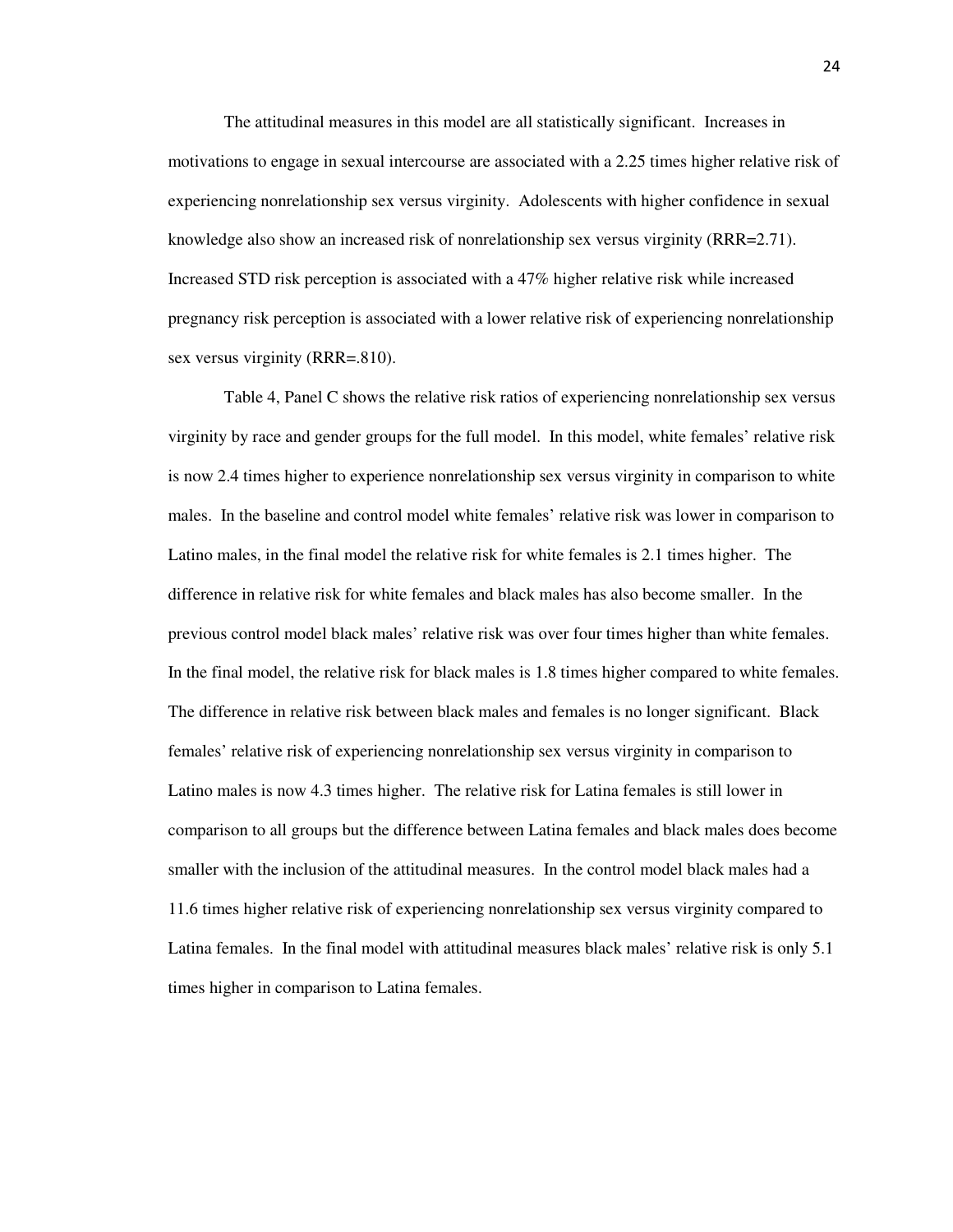The attitudinal measures in this model are all statistically significant. Increases in motivations to engage in sexual intercourse are associated with a 2.25 times higher relative risk of experiencing nonrelationship sex versus virginity. Adolescents with higher confidence in sexual knowledge also show an increased risk of nonrelationship sex versus virginity (RRR=2.71). Increased STD risk perception is associated with a 47% higher relative risk while increased pregnancy risk perception is associated with a lower relative risk of experiencing nonrelationship sex versus virginity (RRR=.810).

Table 4, Panel C shows the relative risk ratios of experiencing nonrelationship sex versus virginity by race and gender groups for the full model. In this model, white females' relative risk is now 2.4 times higher to experience nonrelationship sex versus virginity in comparison to white males. In the baseline and control model white females' relative risk was lower in comparison to Latino males, in the final model the relative risk for white females is 2.1 times higher. The difference in relative risk for white females and black males has also become smaller. In the previous control model black males' relative risk was over four times higher than white females. In the final model, the relative risk for black males is 1.8 times higher compared to white females. The difference in relative risk between black males and females is no longer significant. Black females' relative risk of experiencing nonrelationship sex versus virginity in comparison to Latino males is now 4.3 times higher. The relative risk for Latina females is still lower in comparison to all groups but the difference between Latina females and black males does become smaller with the inclusion of the attitudinal measures. In the control model black males had a 11.6 times higher relative risk of experiencing nonrelationship sex versus virginity compared to Latina females. In the final model with attitudinal measures black males' relative risk is only 5.1 times higher in comparison to Latina females.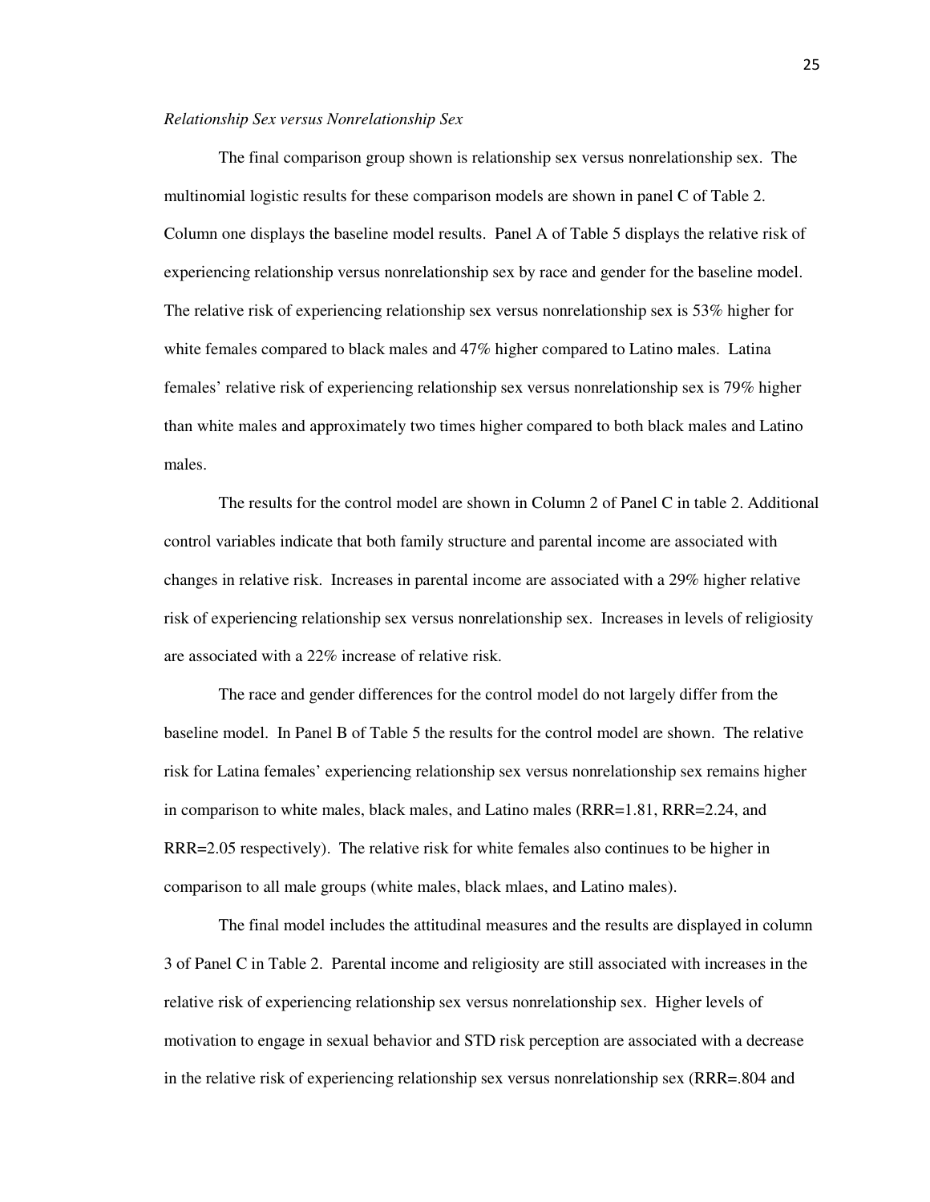*Relationship Sex versus Nonrelationship Sex*

The final comparison group shown is relationship sex versus nonrelationship sex. The multinomial logistic results for these comparison models are shown in panel C of Table 2. Column one displays the baseline model results. Panel A of Table 5 displays the relative risk of experiencing relationship versus nonrelationship sex by race and gender for the baseline model. The relative risk of experiencing relationship sex versus nonrelationship sex is 53% higher for white females compared to black males and 47% higher compared to Latino males. Latina females' relative risk of experiencing relationship sex versus nonrelationship sex is 79% higher than white males and approximately two times higher compared to both black males and Latino males.

The results for the control model are shown in Column 2 of Panel C in table 2. Additional control variables indicate that both family structure and parental income are associated with changes in relative risk. Increases in parental income are associated with a 29% higher relative risk of experiencing relationship sex versus nonrelationship sex. Increases in levels of religiosity are associated with a 22% increase of relative risk.

The race and gender differences for the control model do not largely differ from the baseline model. In Panel B of Table 5 the results for the control model are shown. The relative risk for Latina females' experiencing relationship sex versus nonrelationship sex remains higher in comparison to white males, black males, and Latino males (RRR=1.81, RRR=2.24, and RRR=2.05 respectively). The relative risk for white females also continues to be higher in comparison to all male groups (white males, black mlaes, and Latino males).

The final model includes the attitudinal measures and the results are displayed in column 3 of Panel C in Table 2. Parental income and religiosity are still associated with increases in the relative risk of experiencing relationship sex versus nonrelationship sex. Higher levels of motivation to engage in sexual behavior and STD risk perception are associated with a decrease in the relative risk of experiencing relationship sex versus nonrelationship sex (RRR=.804 and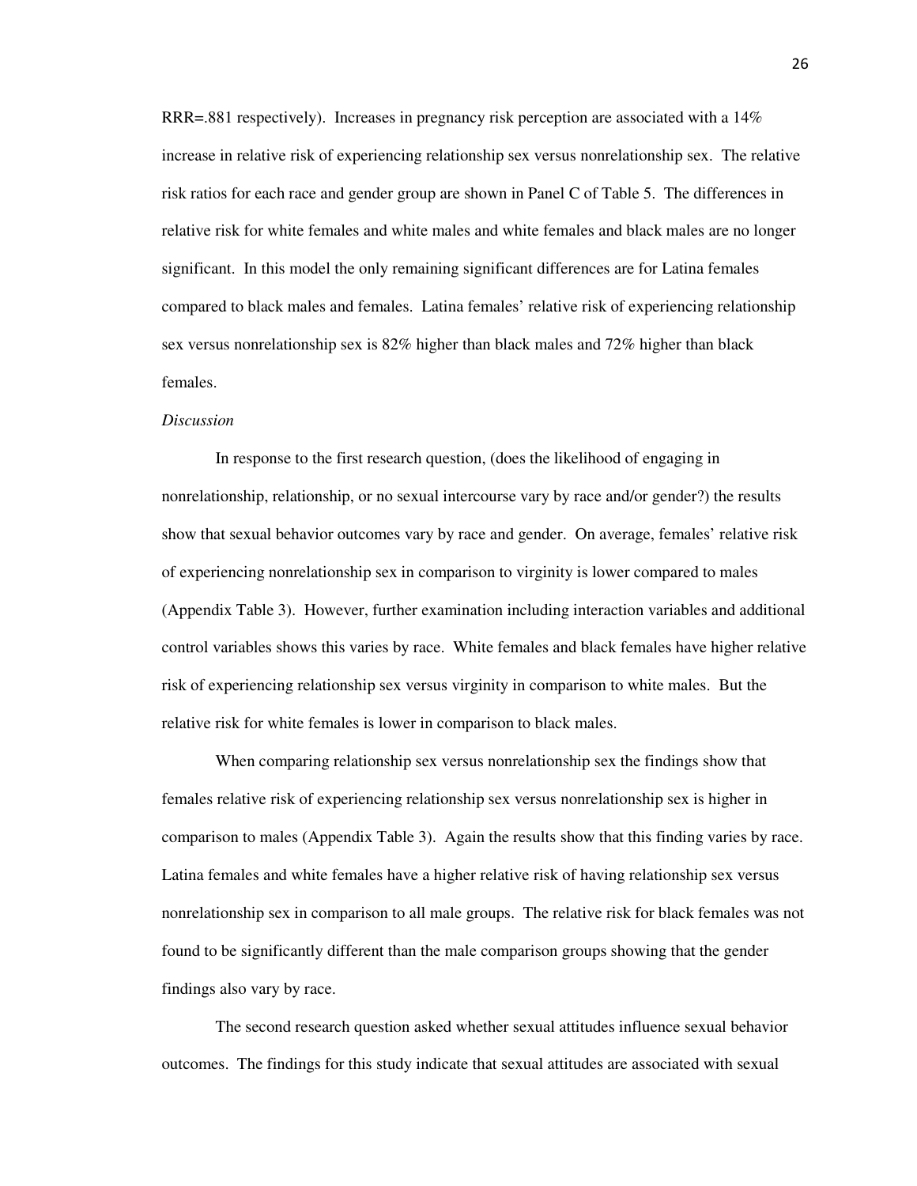RRR=.881 respectively). Increases in pregnancy risk perception are associated with a 14% increase in relative risk of experiencing relationship sex versus nonrelationship sex. The relative risk ratios for each race and gender group are shown in Panel C of Table 5. The differences in relative risk for white females and white males and white females and black males are no longer significant. In this model the only remaining significant differences are for Latina females compared to black males and females. Latina females' relative risk of experiencing relationship sex versus nonrelationship sex is 82% higher than black males and 72% higher than black females.

*Discussion*

In response to the first research question, (does the likelihood of engaging in nonrelationship, relationship, or no sexual intercourse vary by race and/or gender?) the results show that sexual behavior outcomes vary by race and gender. On average, females' relative risk of experiencing nonrelationship sex in comparison to virginity is lower compared to males (Appendix Table 3). However, further examination including interaction variables and additional control variables shows this varies by race. White females and black females have higher relative risk of experiencing relationship sex versus virginity in comparison to white males. But the relative risk for white females is lower in comparison to black males.

When comparing relationship sex versus nonrelationship sex the findings show that females relative risk of experiencing relationship sex versus nonrelationship sex is higher in comparison to males (Appendix Table 3). Again the results show that this finding varies by race. Latina females and white females have a higher relative risk of having relationship sex versus nonrelationship sex in comparison to all male groups. The relative risk for black females was not found to be significantly different than the male comparison groups showing that the gender findings also vary by race.

The second research question asked whether sexual attitudes influence sexual behavior outcomes. The findings for this study indicate that sexual attitudes are associated with sexual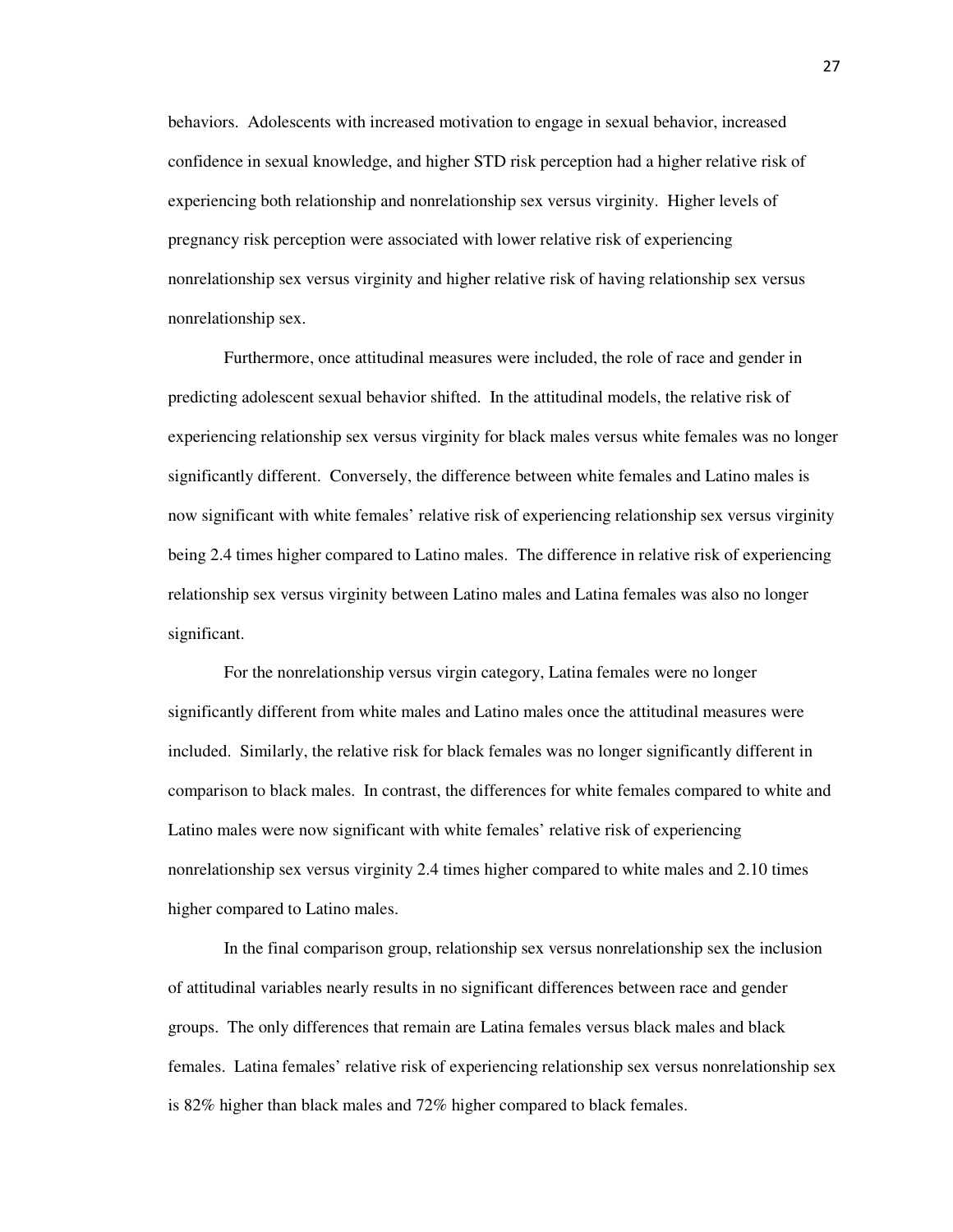behaviors. Adolescents with increased motivation to engage in sexual behavior, increased confidence in sexual knowledge, and higher STD risk perception had a higher relative risk of experiencing both relationship and nonrelationship sex versus virginity. Higher levels of pregnancy risk perception were associated with lower relative risk of experiencing nonrelationship sex versus virginity and higher relative risk of having relationship sex versus nonrelationship sex.

Furthermore, once attitudinal measures were included, the role of race and gender in predicting adolescent sexual behavior shifted. In the attitudinal models, the relative risk of experiencing relationship sex versus virginity for black males versus white females was no longer significantly different. Conversely, the difference between white females and Latino males is now significant with white females' relative risk of experiencing relationship sex versus virginity being 2.4 times higher compared to Latino males. The difference in relative risk of experiencing relationship sex versus virginity between Latino males and Latina females was also no longer significant.

For the nonrelationship versus virgin category, Latina females were no longer significantly different from white males and Latino males once the attitudinal measures were included. Similarly, the relative risk for black females was no longer significantly different in comparison to black males. In contrast, the differences for white females compared to white and Latino males were now significant with white females' relative risk of experiencing nonrelationship sex versus virginity 2.4 times higher compared to white males and 2.10 times higher compared to Latino males.

In the final comparison group, relationship sex versus nonrelationship sex the inclusion of attitudinal variables nearly results in no significant differences between race and gender groups. The only differences that remain are Latina females versus black males and black females. Latina females' relative risk of experiencing relationship sex versus nonrelationship sex is 82% higher than black males and 72% higher compared to black females.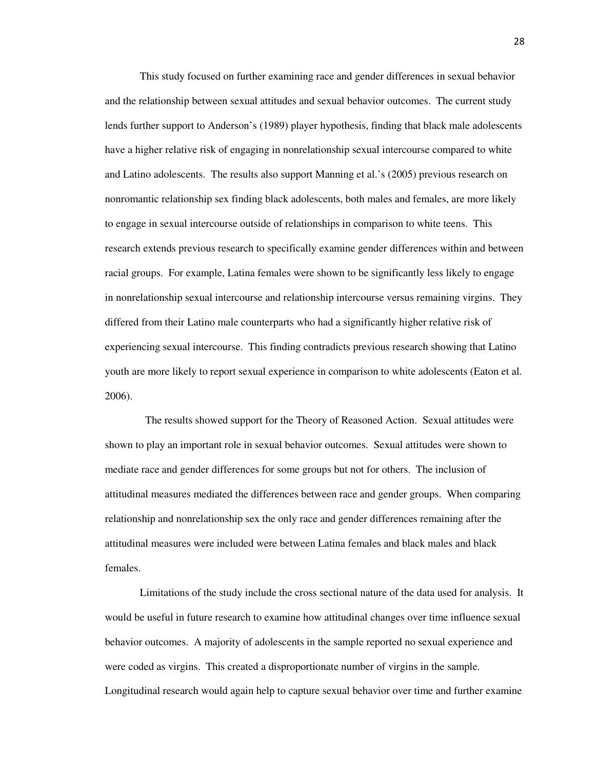This study focused on further examining race and gender differences in sexual behavior and the relationship between sexual attitudes and sexual behavior outcomes. The current study lends further support to Anderson's (1989) player hypothesis, finding that black male adolescents have a higher relative risk of engaging in nonrelationship sexual intercourse compared to white and Latino adolescents. The results also support Manning et al.'s (2005) previous research on nonromantic relationship sex finding black adolescents, both males and females, are more likely to engage in sexual intercourse outside of relationships in comparison to white teens. This research extends previous research to specifically examine gender differences within and between racial groups. For example, Latina females were shown to be significantly less likely to engage in nonrelationship sexual intercourse and relationship intercourse versus remaining virgins. They differed from their Latino male counterparts who had a significantly higher relative risk of experiencing sexual intercourse. This finding contradicts previous research showing that Latino youth are more likely to report sexual experience in comparison to white adolescents (Eaton et al. 2006).

The results showed support for the Theory of Reasoned Action. Sexual attitudes were shown to play an important role in sexual behavior outcomes. Sexual attitudes were shown to mediate race and gender differences for some groups but not for others. The inclusion of attitudinal measures mediated the differences between race and gender groups. When comparing relationship and nonrelationship sex the only race and gender differences remaining after the attitudinal measures were included were between Latina females and black males and black females.

Limitations of the study include the cross sectional nature of the data used for analysis. It would be useful in future research to examine how attitudinal changes over time influence sexual behavior outcomes. A majority of adolescents in the sample reported no sexual experience and were coded as virgins. This created a disproportionate number of virgins in the sample. Longitudinal research would again help to capture sexual behavior over time and further examine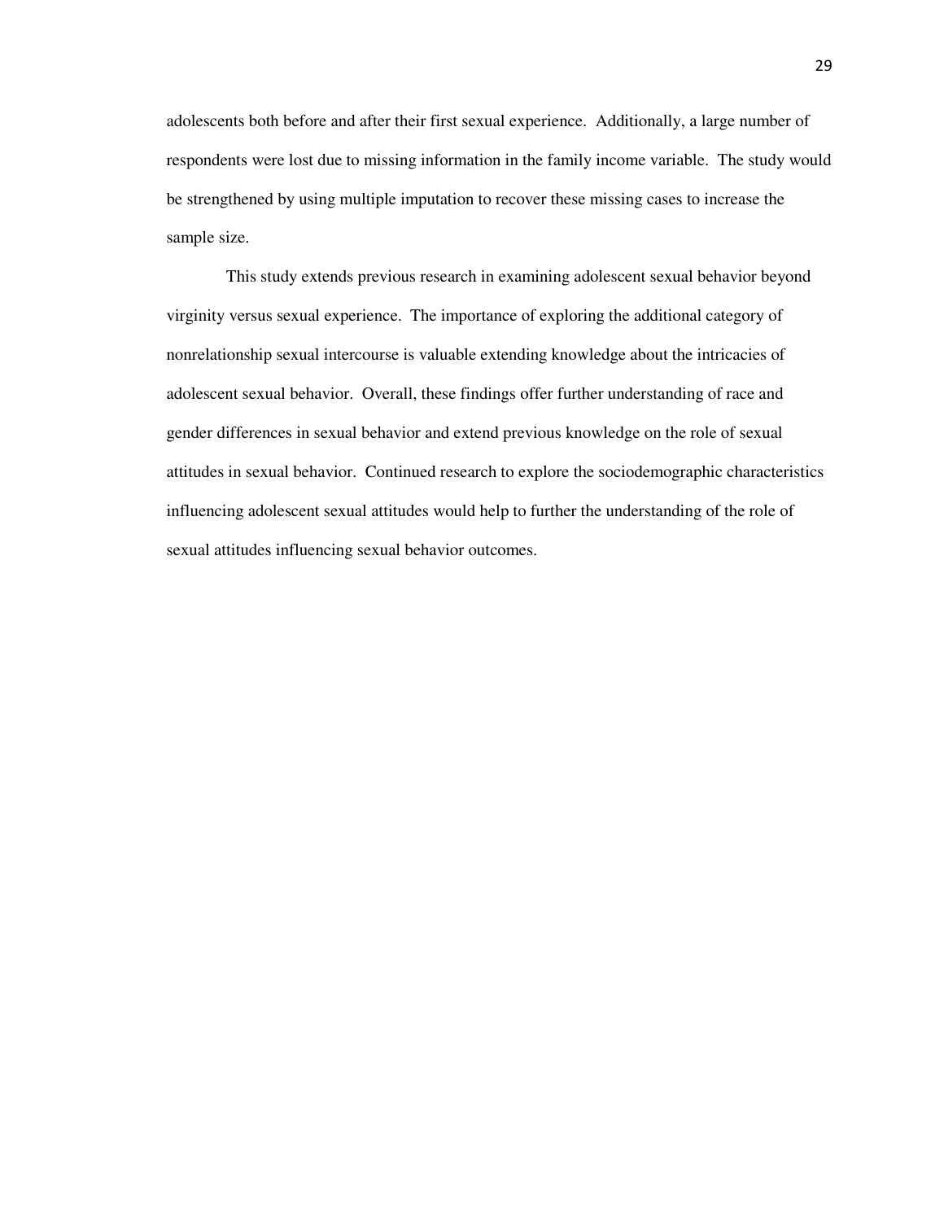adolescents both before and after their first sexual experience. Additionally, a large number of respondents were lost due to missing information in the family income variable. The study would be strengthened by using multiple imputation to recover these missing cases to increase the sample size.

This study extends previous research in examining adolescent sexual behavior beyond virginity versus sexual experience. The importance of exploring the additional category of nonrelationship sexual intercourse is valuable extending knowledge about the intricacies of adolescent sexual behavior. Overall, these findings offer further understanding of race and gender differences in sexual behavior and extend previous knowledge on the role of sexual attitudes in sexual behavior. Continued research to explore the sociodemographic characteristics influencing adolescent sexual attitudes would help to further the understanding of the role of sexual attitudes influencing sexual behavior outcomes.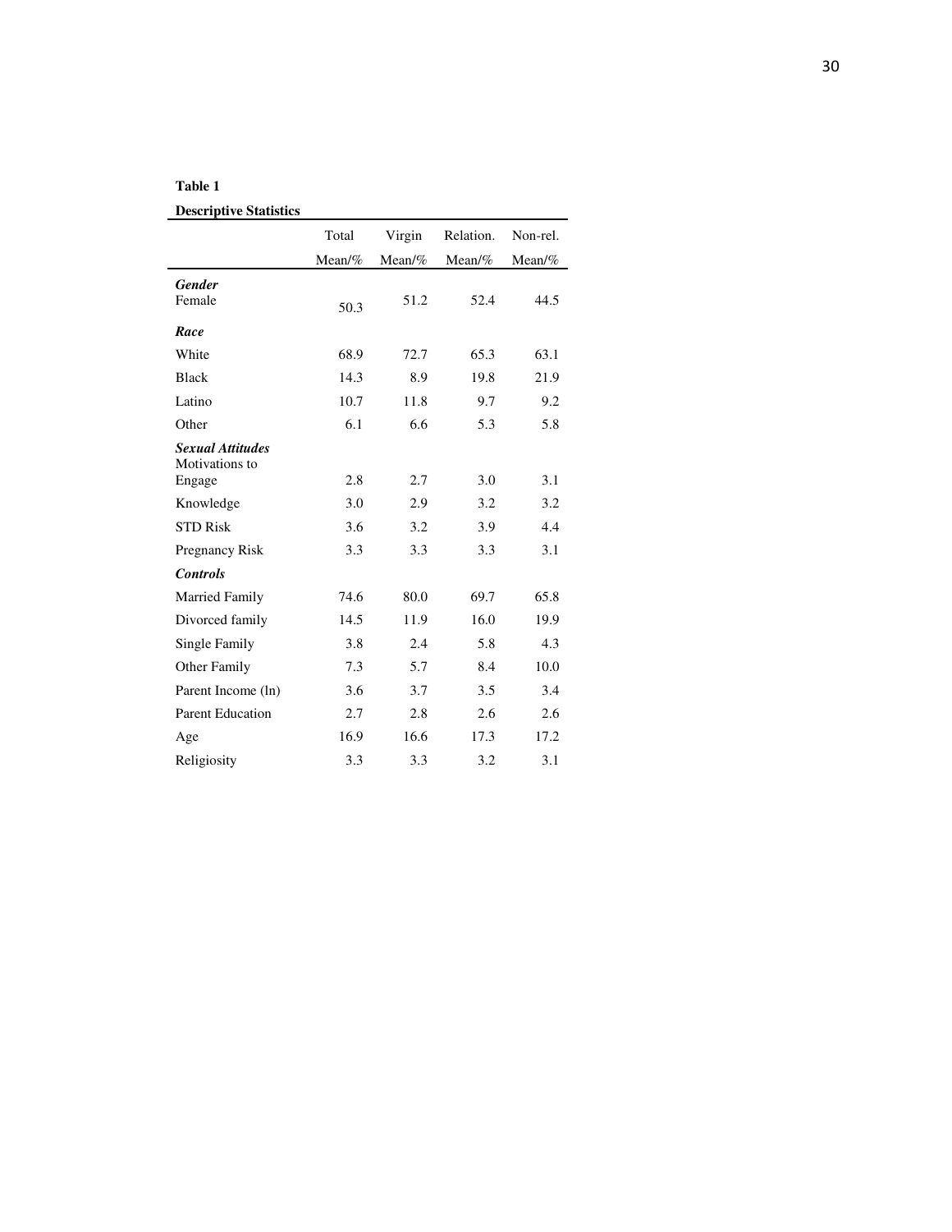**Table 1**

**Descriptive Statistics**

| | Total | Virgin | Relation. | Non-rel. |
|---|---|---|---|---|
| | Mean/% | Mean/% | Mean/% | Mean/% |
| ***Gender*** | | | | |
| Female | 50.3 | 51.2 | 52.4 | 44.5 |
| ***Race*** | | | | |
| White | 68.9 | 72.7 | 65.3 | 63.1 |
| Black | 14.3 | 8.9 | 19.8 | 21.9 |
| Latino | 10.7 | 11.8 | 9.7 | 9.2 |
| Other | 6.1 | 6.6 | 5.3 | 5.8 |
| ***Sexual Attitudes*** | | | | |
| Motivations to Engage | 2.8 | 2.7 | 3.0 | 3.1 |
| Knowledge | 3.0 | 2.9 | 3.2 | 3.2 |
| STD Risk | 3.6 | 3.2 | 3.9 | 4.4 |
| Pregnancy Risk | 3.3 | 3.3 | 3.3 | 3.1 |
| ***Controls*** | | | | |
| Married Family | 74.6 | 80.0 | 69.7 | 65.8 |
| Divorced family | 14.5 | 11.9 | 16.0 | 19.9 |
| Single Family | 3.8 | 2.4 | 5.8 | 4.3 |
| Other Family | 7.3 | 5.7 | 8.4 | 10.0 |
| Parent Income (ln) | 3.6 | 3.7 | 3.5 | 3.4 |
| Parent Education | 2.7 | 2.8 | 2.6 | 2.6 |
| Age | 16.9 | 16.6 | 17.3 | 17.2 |
| Religiosity | 3.3 | 3.3 | 3.2 | 3.1 |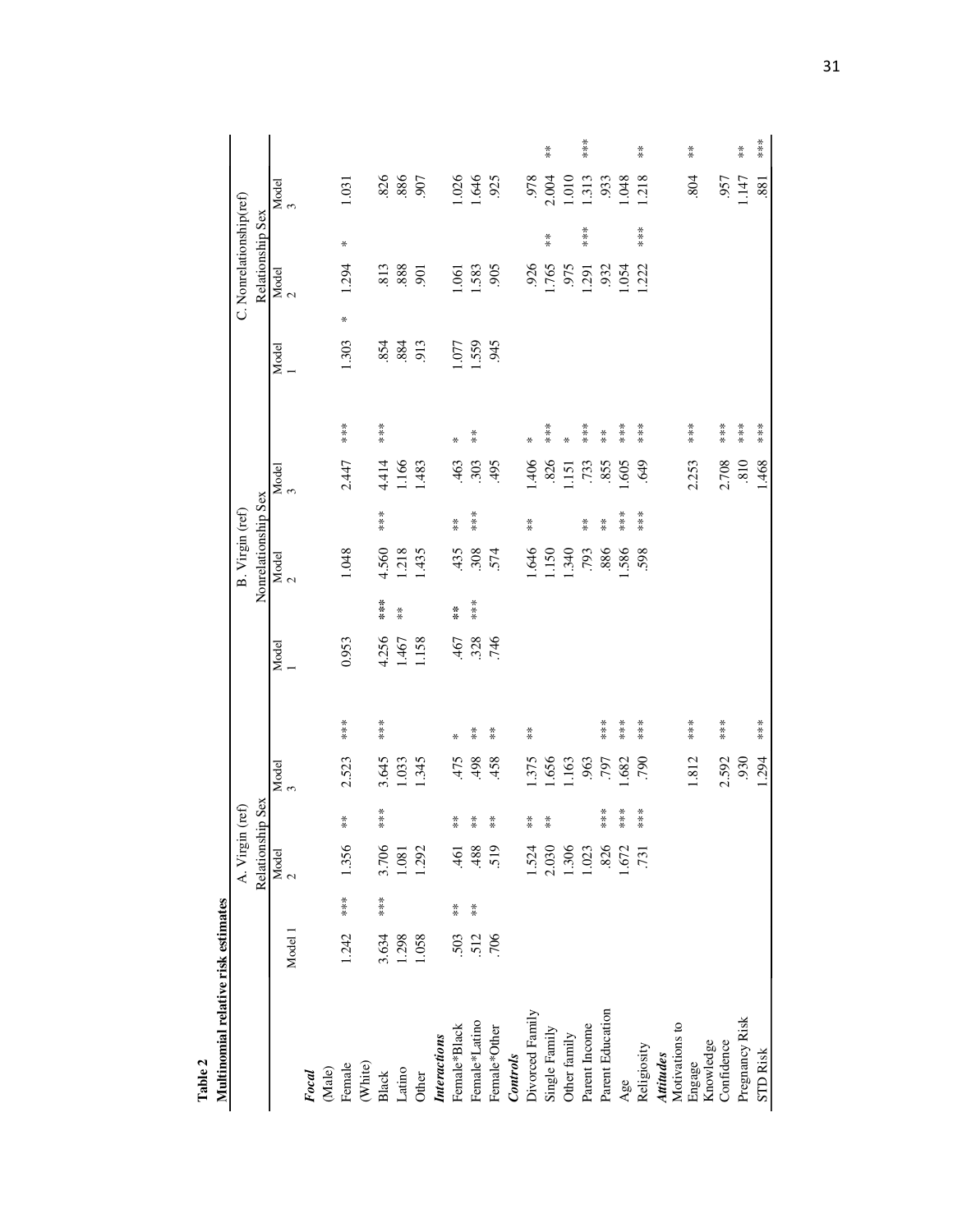**Table 2**

**Multinomial relative risk estimates**

| | A. Virgin (ref) Relationship Sex | | | | | | B. Virgin (ref) Nonrelationship Sex | | | | | | C. Nonrelationship(ref) Relationship Sex | | | | | |
|---|---|---|---|---|---|---|---|---|---|---|---|---|---|---|---|---|---|---|
| | Model 1 | | Model 2 | | Model 3 | | Model 1 | | Model 2 | | Model 3 | | Model 1 | | Model 2 | | Model 3 | |
| ***Focal*** | | | | | | | | | | | | | | | | | | |
| (Male) | | | | | | | | | | | | | | | | | | |
| Female | 1.242 | *** | 1.356 | ** | 2.523 | *** | 0.953 | | 1.048 | | 2.447 | *** | 1.303 | * | 1.294 | * | 1.031 | |
| (White) | | | | | | | | | | | | | | | | | | |
| Black | 3.634 | *** | 3.706 | *** | 3.645 | *** | 4.256 | *** | 4.560 | *** | 4.414 | *** | .854 | | .813 | | .826 | |
| Latino | 1.298 | | 1.081 | | 1.033 | | 1.467 | ** | 1.218 | | 1.166 | | .884 | | .888 | | .886 | |
| Other | 1.058 | | 1.292 | | 1.345 | | 1.158 | | 1.435 | | 1.483 | | .913 | | .901 | | .907 | |
| ***Interactions*** | | | | | | | | | | | | | | | | | | |
| Female*Black | .503 | ** | .461 | ** | .475 | * | .467 | ** | .435 | ** | .463 | * | 1.077 | | 1.061 | | 1.026 | |
| Female*Latino | .512 | ** | .488 | ** | .498 | ** | .328 | *** | .308 | *** | .303 | ** | 1.559 | | 1.583 | | 1.646 | |
| Female*Other | .706 | | .519 | ** | .458 | ** | .746 | | .574 | | .495 | | .945 | | .905 | | .925 | |
| ***Controls*** | | | | | | | | | | | | | | | | | | |
| Divorced Family | | | 1.524 | ** | 1.375 | ** | | | 1.646 | ** | 1.406 | * | | | .926 | | .978 | |
| Single Family | | | 2.030 | ** | 1.656 | | | | 1.150 | | .826 | *** | | | 1.765 | ** | 2.004 | ** |
| Other family | | | 1.306 | | 1.163 | | | | 1.340 | | 1.151 | * | | | .975 | | 1.010 | |
| Parent Income | | | 1.023 | | .963 | | | | .793 | ** | .733 | *** | | | 1.291 | *** | 1.313 | *** |
| Parent Education | | | .826 | *** | .797 | *** | | | .886 | ** | .855 | ** | | | .932 | | .933 | |
| Age | | | 1.672 | *** | 1.682 | *** | | | 1.586 | *** | 1.605 | *** | | | 1.054 | | 1.048 | |
| Religiosity | | | .731 | *** | .790 | *** | | | .598 | *** | .649 | *** | | | 1.222 | *** | 1.218 | ** |
| ***Attitudes*** | | | | | | | | | | | | | | | | | | |
| Motivations to Engage | | | | | 1.812 | *** | | | | | 2.253 | *** | | | | | .804 | ** |
| Knowledge | | | | | | | | | | | | | | | | | | |
| Confidence | | | | | 2.592 | *** | | | | | 2.708 | *** | | | | | .957 | |
| Pregnancy Risk | | | | | .930 | | | | | | .810 | *** | | | | | 1.147 | ** |
| STD Risk | | | | | 1.294 | *** | | | | | 1.468 | *** | | | | | .881 | *** |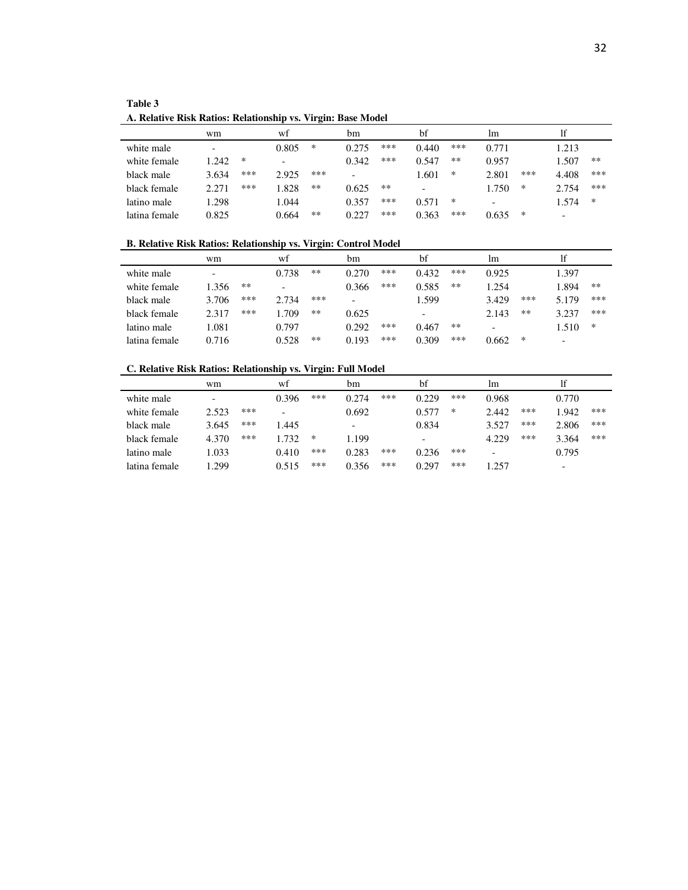**Table 3**

**A. Relative Risk Ratios: Relationship vs. Virgin: Base Model**

| | wm | | wf | | bm | | bf | | lm | | lf | |
|---|---|---|---|---|---|---|---|---|---|---|---|---|
| white male | - | | 0.805 | * | 0.275 | *** | 0.440 | *** | 0.771 | | 1.213 | |
| white female | 1.242 | * | - | | 0.342 | *** | 0.547 | ** | 0.957 | | 1.507 | ** |
| black male | 3.634 | *** | 2.925 | *** | - | | 1.601 | * | 2.801 | *** | 4.408 | *** |
| black female | 2.271 | *** | 1.828 | ** | 0.625 | ** | - | | 1.750 | * | 2.754 | *** |
| latino male | 1.298 | | 1.044 | | 0.357 | *** | 0.571 | * | - | | 1.574 | * |
| latina female | 0.825 | | 0.664 | ** | 0.227 | *** | 0.363 | *** | 0.635 | * | - | |

**B. Relative Risk Ratios: Relationship vs. Virgin: Control Model**

| | wm | | wf | | bm | | bf | | lm | | lf | |
|---|---|---|---|---|---|---|---|---|---|---|---|---|
| white male | - | | 0.738 | ** | 0.270 | *** | 0.432 | *** | 0.925 | | 1.397 | |
| white female | 1.356 | ** | - | | 0.366 | *** | 0.585 | ** | 1.254 | | 1.894 | ** |
| black male | 3.706 | *** | 2.734 | *** | - | | 1.599 | | 3.429 | *** | 5.179 | *** |
| black female | 2.317 | *** | 1.709 | ** | 0.625 | | - | | 2.143 | ** | 3.237 | *** |
| latino male | 1.081 | | 0.797 | | 0.292 | *** | 0.467 | ** | - | | 1.510 | * |
| latina female | 0.716 | | 0.528 | ** | 0.193 | *** | 0.309 | *** | 0.662 | * | - | |

**C. Relative Risk Ratios: Relationship vs. Virgin: Full Model**

| | wm | | wf | | bm | | bf | | lm | | lf | |
|---|---|---|---|---|---|---|---|---|---|---|---|---|
| white male | - | | 0.396 | *** | 0.274 | *** | 0.229 | *** | 0.968 | | 0.770 | |
| white female | 2.523 | *** | - | | 0.692 | | 0.577 | * | 2.442 | *** | 1.942 | *** |
| black male | 3.645 | *** | 1.445 | | - | | 0.834 | | 3.527 | *** | 2.806 | *** |
| black female | 4.370 | *** | 1.732 | * | 1.199 | | - | | 4.229 | *** | 3.364 | *** |
| latino male | 1.033 | | 0.410 | *** | 0.283 | *** | 0.236 | *** | - | | 0.795 | |
| latina female | 1.299 | | 0.515 | *** | 0.356 | *** | 0.297 | *** | 1.257 | | - | |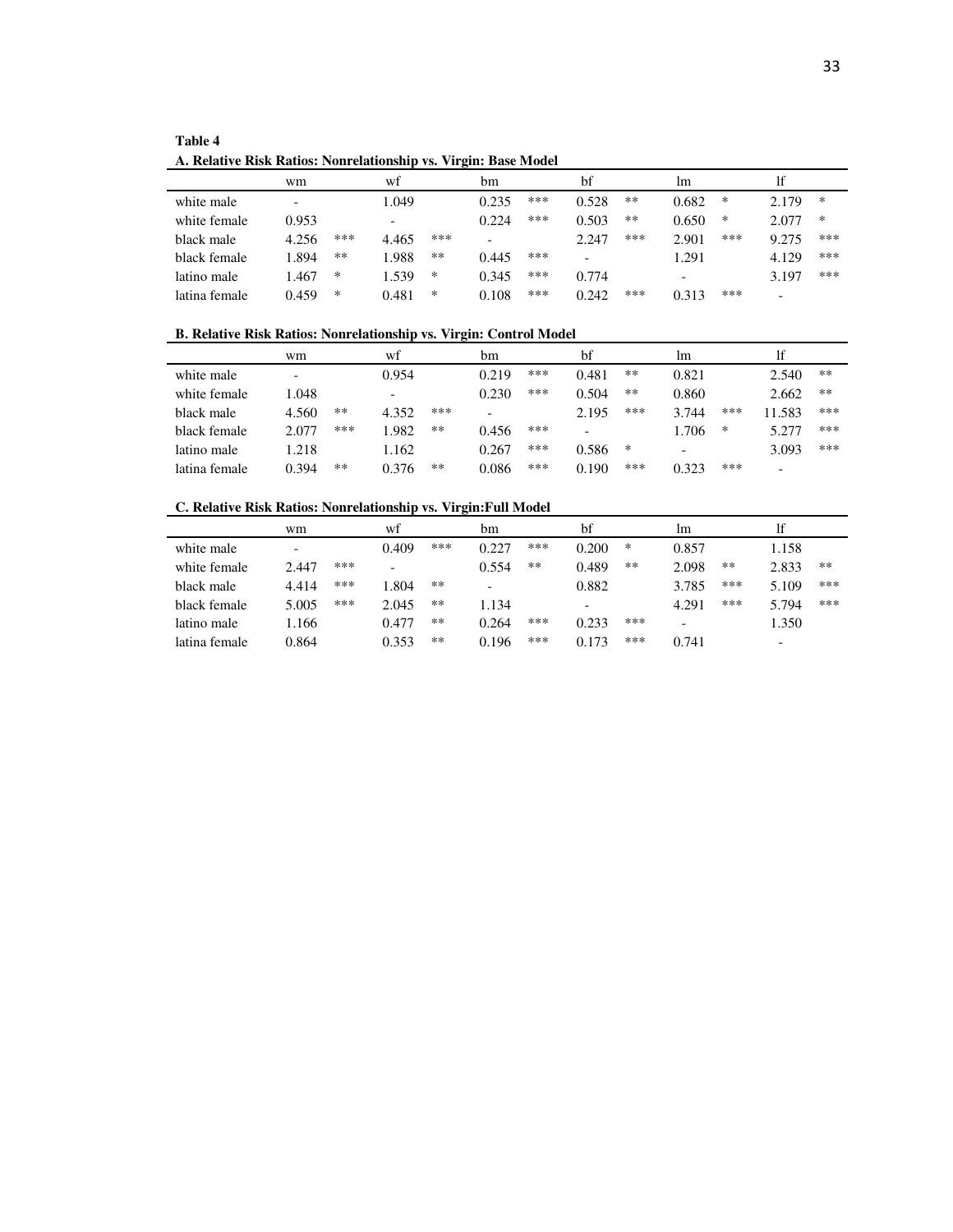**Table 4**

**A. Relative Risk Ratios: Nonrelationship vs. Virgin: Base Model**

| | wm | | wf | | bm | | bf | | lm | | lf | |
|---|---|---|---|---|---|---|---|---|---|---|---|---|
| white male | - | | 1.049 | | 0.235 | *** | 0.528 | ** | 0.682 | * | 2.179 | * |
| white female | 0.953 | | - | | 0.224 | *** | 0.503 | ** | 0.650 | * | 2.077 | * |
| black male | 4.256 | *** | 4.465 | *** | - | | 2.247 | *** | 2.901 | *** | 9.275 | *** |
| black female | 1.894 | ** | 1.988 | ** | 0.445 | *** | - | | 1.291 | | 4.129 | *** |
| latino male | 1.467 | * | 1.539 | * | 0.345 | *** | 0.774 | | - | | 3.197 | *** |
| latina female | 0.459 | * | 0.481 | * | 0.108 | *** | 0.242 | *** | 0.313 | *** | - | |

**B. Relative Risk Ratios: Nonrelationship vs. Virgin: Control Model**

| | wm | | wf | | bm | | bf | | lm | | lf | |
|---|---|---|---|---|---|---|---|---|---|---|---|---|
| white male | - | | 0.954 | | 0.219 | *** | 0.481 | ** | 0.821 | | 2.540 | ** |
| white female | 1.048 | | - | | 0.230 | *** | 0.504 | ** | 0.860 | | 2.662 | ** |
| black male | 4.560 | ** | 4.352 | *** | - | | 2.195 | *** | 3.744 | *** | 11.583 | *** |
| black female | 2.077 | *** | 1.982 | ** | 0.456 | *** | - | | 1.706 | * | 5.277 | *** |
| latino male | 1.218 | | 1.162 | | 0.267 | *** | 0.586 | * | - | | 3.093 | *** |
| latina female | 0.394 | ** | 0.376 | ** | 0.086 | *** | 0.190 | *** | 0.323 | *** | - | |

**C. Relative Risk Ratios: Nonrelationship vs. Virgin:Full Model**

| | wm | | wf | | bm | | bf | | lm | | lf | |
|---|---|---|---|---|---|---|---|---|---|---|---|---|
| white male | - | | 0.409 | *** | 0.227 | *** | 0.200 | * | 0.857 | | 1.158 | |
| white female | 2.447 | *** | - | | 0.554 | ** | 0.489 | ** | 2.098 | ** | 2.833 | ** |
| black male | 4.414 | *** | 1.804 | ** | - | | 0.882 | | 3.785 | *** | 5.109 | *** |
| black female | 5.005 | *** | 2.045 | ** | 1.134 | | - | | 4.291 | *** | 5.794 | *** |
| latino male | 1.166 | | 0.477 | ** | 0.264 | *** | 0.233 | *** | - | | 1.350 | |
| latina female | 0.864 | | 0.353 | ** | 0.196 | *** | 0.173 | *** | 0.741 | | - | |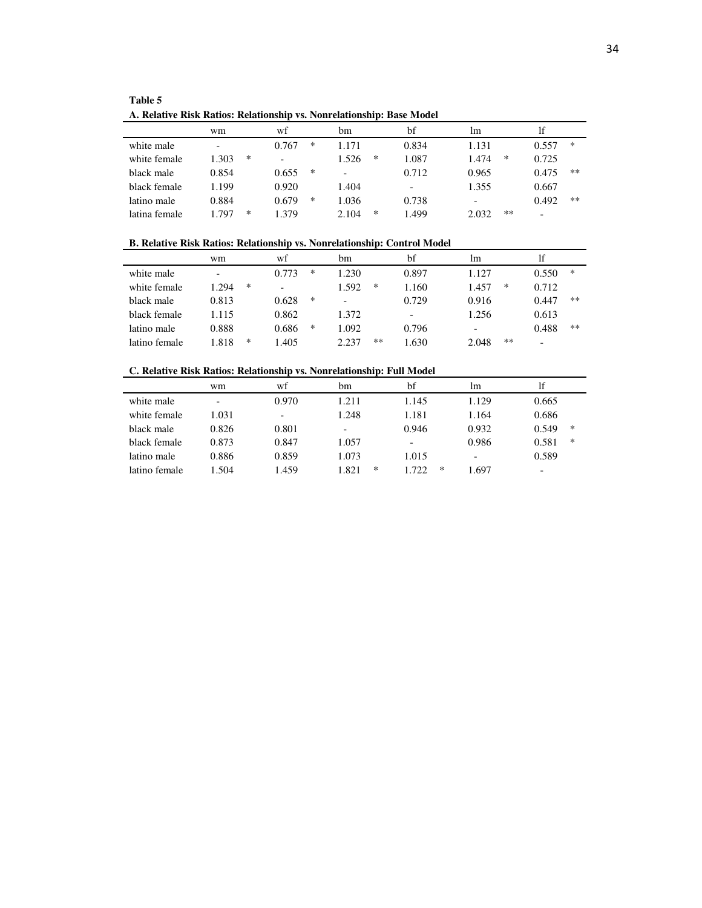**Table 5**

**A. Relative Risk Ratios: Relationship vs. Nonrelationship: Base Model**

| | wm | | wf | | bm | | bf | | lm | | lf | |
|---|---|---|---|---|---|---|---|---|---|---|---|---|
| white male | - | | 0.767 | * | 1.171 | | 0.834 | | 1.131 | | 0.557 | * |
| white female | 1.303 | * | - | | 1.526 | * | 1.087 | | 1.474 | * | 0.725 | |
| black male | 0.854 | | 0.655 | * | - | | 0.712 | | 0.965 | | 0.475 | ** |
| black female | 1.199 | | 0.920 | | 1.404 | | - | | 1.355 | | 0.667 | |
| latino male | 0.884 | | 0.679 | * | 1.036 | | 0.738 | | - | | 0.492 | ** |
| latina female | 1.797 | * | 1.379 | | 2.104 | * | 1.499 | | 2.032 | ** | - | |

**B. Relative Risk Ratios: Relationship vs. Nonrelationship: Control Model**

| | wm | | wf | | bm | | bf | | lm | | lf | |
|---|---|---|---|---|---|---|---|---|---|---|---|---|
| white male | - | | 0.773 | * | 1.230 | | 0.897 | | 1.127 | | 0.550 | * |
| white female | 1.294 | * | - | | 1.592 | * | 1.160 | | 1.457 | * | 0.712 | |
| black male | 0.813 | | 0.628 | * | - | | 0.729 | | 0.916 | | 0.447 | ** |
| black female | 1.115 | | 0.862 | | 1.372 | | - | | 1.256 | | 0.613 | |
| latino male | 0.888 | | 0.686 | * | 1.092 | | 0.796 | | - | | 0.488 | ** |
| latino female | 1.818 | * | 1.405 | | 2.237 | ** | 1.630 | | 2.048 | ** | - | |

**C. Relative Risk Ratios: Relationship vs. Nonrelationship: Full Model**

| | wm | | wf | | bm | | bf | | lm | | lf | |
|---|---|---|---|---|---|---|---|---|---|---|---|---|
| white male | - | | 0.970 | | 1.211 | | 1.145 | | 1.129 | | 0.665 | |
| white female | 1.031 | | - | | 1.248 | | 1.181 | | 1.164 | | 0.686 | |
| black male | 0.826 | | 0.801 | | - | | 0.946 | | 0.932 | | 0.549 | * |
| black female | 0.873 | | 0.847 | | 1.057 | | - | | 0.986 | | 0.581 | * |
| latino male | 0.886 | | 0.859 | | 1.073 | | 1.015 | | - | | 0.589 | |
| latino female | 1.504 | | 1.459 | | 1.821 | * | 1.722 | * | 1.697 | | - | |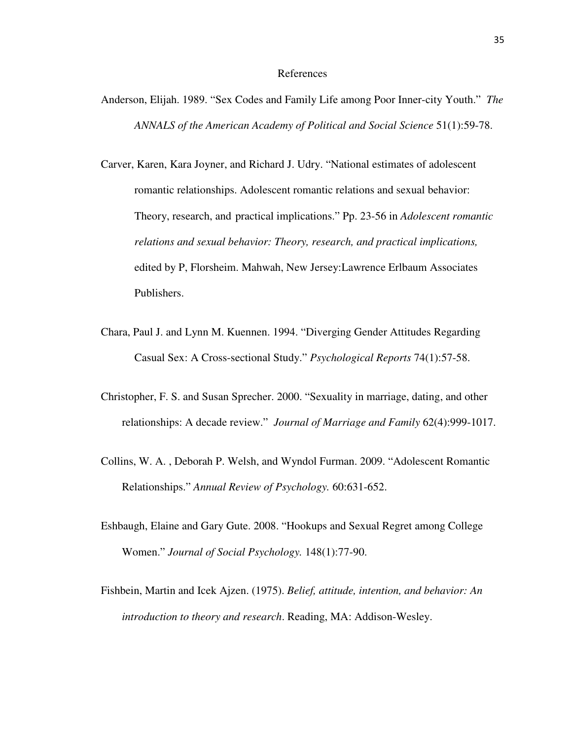# References

Anderson, Elijah. 1989. "Sex Codes and Family Life among Poor Inner-city Youth." *The ANNALS of the American Academy of Political and Social Science* 51(1):59-78.

Carver, Karen, Kara Joyner, and Richard J. Udry. "National estimates of adolescent romantic relationships. Adolescent romantic relations and sexual behavior: Theory, research, and practical implications." Pp. 23-56 in *Adolescent romantic relations and sexual behavior: Theory, research, and practical implications,* edited by P, Florsheim. Mahwah, New Jersey:Lawrence Erlbaum Associates Publishers.

Chara, Paul J. and Lynn M. Kuennen. 1994. "Diverging Gender Attitudes Regarding Casual Sex: A Cross-sectional Study." *Psychological Reports* 74(1):57-58.

Christopher, F. S. and Susan Sprecher. 2000. "Sexuality in marriage, dating, and other relationships: A decade review." *Journal of Marriage and Family* 62(4):999-1017.

Collins, W. A. , Deborah P. Welsh, and Wyndol Furman. 2009. "Adolescent Romantic Relationships." *Annual Review of Psychology.* 60:631-652.

Eshbaugh, Elaine and Gary Gute. 2008. "Hookups and Sexual Regret among College Women." *Journal of Social Psychology.* 148(1):77-90.

Fishbein, Martin and Icek Ajzen. (1975). *Belief, attitude, intention, and behavior: An introduction to theory and research*. Reading, MA: Addison-Wesley.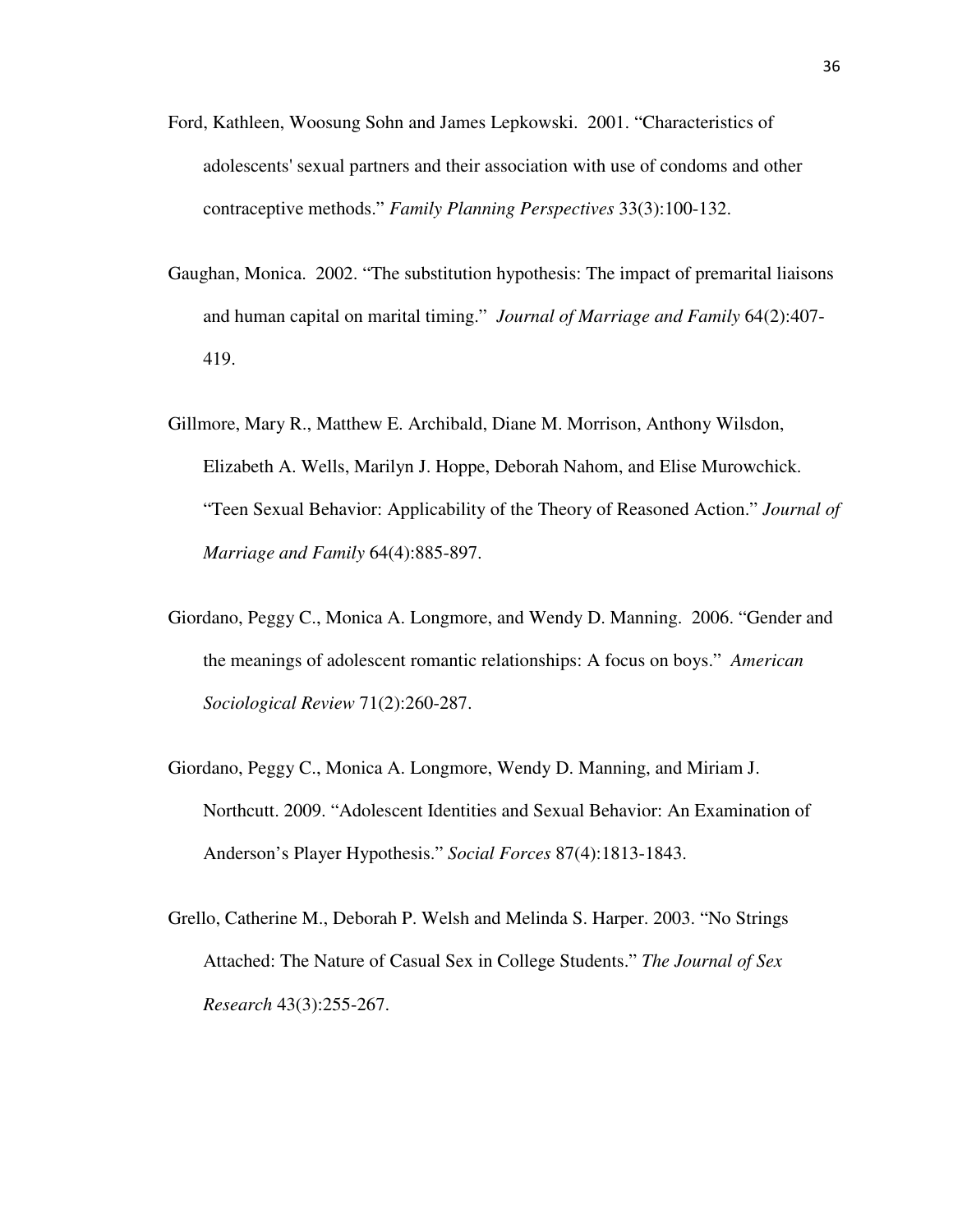Ford, Kathleen, Woosung Sohn and James Lepkowski. 2001. "Characteristics of adolescents' sexual partners and their association with use of condoms and other contraceptive methods." *Family Planning Perspectives* 33(3):100-132.

Gaughan, Monica. 2002. "The substitution hypothesis: The impact of premarital liaisons and human capital on marital timing." *Journal of Marriage and Family* 64(2):407-419.

Gillmore, Mary R., Matthew E. Archibald, Diane M. Morrison, Anthony Wilsdon, Elizabeth A. Wells, Marilyn J. Hoppe, Deborah Nahom, and Elise Murowchick. "Teen Sexual Behavior: Applicability of the Theory of Reasoned Action." *Journal of Marriage and Family* 64(4):885-897.

Giordano, Peggy C., Monica A. Longmore, and Wendy D. Manning. 2006. "Gender and the meanings of adolescent romantic relationships: A focus on boys." *American Sociological Review* 71(2):260-287.

Giordano, Peggy C., Monica A. Longmore, Wendy D. Manning, and Miriam J. Northcutt. 2009. "Adolescent Identities and Sexual Behavior: An Examination of Anderson's Player Hypothesis." *Social Forces* 87(4):1813-1843.

Grello, Catherine M., Deborah P. Welsh and Melinda S. Harper. 2003. "No Strings Attached: The Nature of Casual Sex in College Students." *The Journal of Sex Research* 43(3):255-267.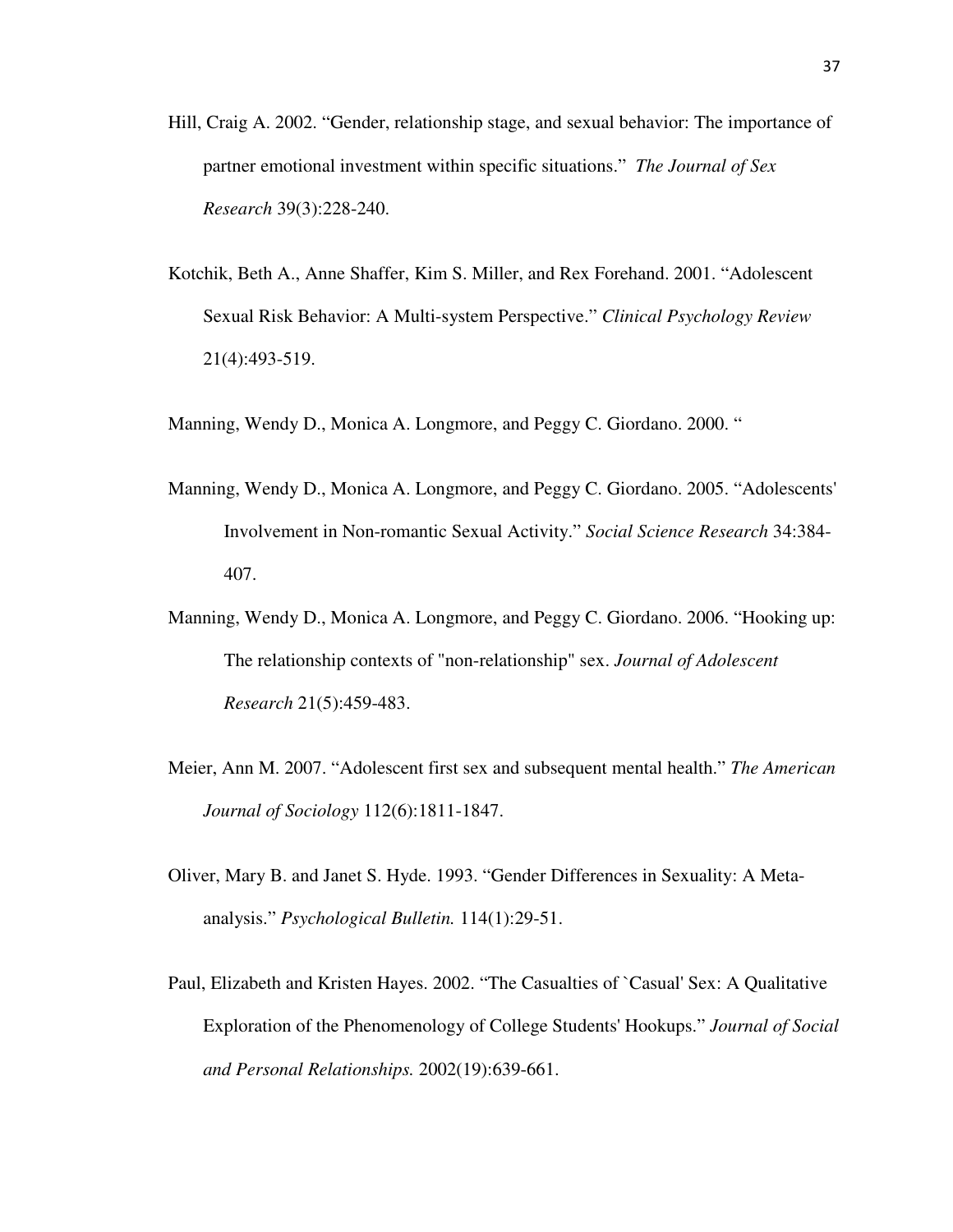Hill, Craig A. 2002. “Gender, relationship stage, and sexual behavior: The importance of partner emotional investment within specific situations.” *The Journal of Sex Research* 39(3):228-240.

Kotchik, Beth A., Anne Shaffer, Kim S. Miller, and Rex Forehand. 2001. “Adolescent Sexual Risk Behavior: A Multi-system Perspective.” *Clinical Psychology Review* 21(4):493-519.

Manning, Wendy D., Monica A. Longmore, and Peggy C. Giordano. 2000. “

Manning, Wendy D., Monica A. Longmore, and Peggy C. Giordano. 2005. “Adolescents' Involvement in Non-romantic Sexual Activity.” *Social Science Research* 34:384-407.

Manning, Wendy D., Monica A. Longmore, and Peggy C. Giordano. 2006. “Hooking up: The relationship contexts of "non-relationship" sex. *Journal of Adolescent Research* 21(5):459-483.

Meier, Ann M. 2007. “Adolescent first sex and subsequent mental health.” *The American Journal of Sociology* 112(6):1811-1847.

Oliver, Mary B. and Janet S. Hyde. 1993. “Gender Differences in Sexuality: A Meta-analysis.” *Psychological Bulletin.* 114(1):29-51.

Paul, Elizabeth and Kristen Hayes. 2002. “The Casualties of `Casual' Sex: A Qualitative Exploration of the Phenomenology of College Students' Hookups.” *Journal of Social and Personal Relationships.* 2002(19):639-661.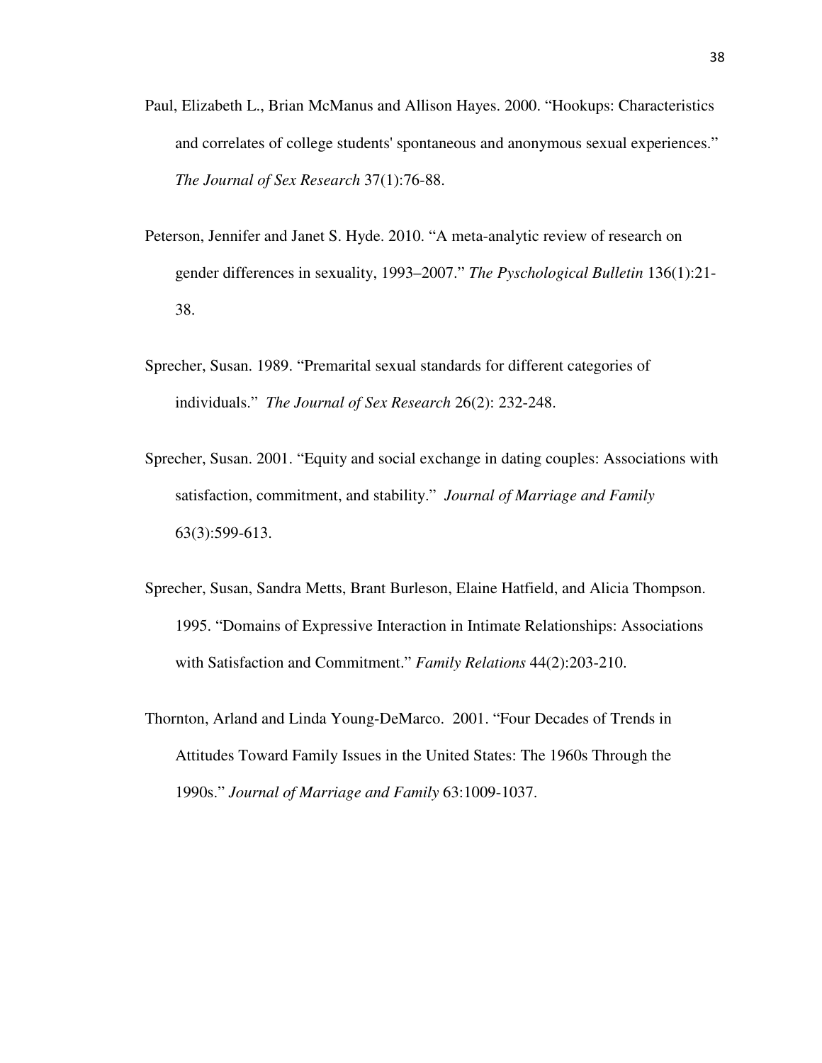Paul, Elizabeth L., Brian McManus and Allison Hayes. 2000. "Hookups: Characteristics and correlates of college students' spontaneous and anonymous sexual experiences." *The Journal of Sex Research* 37(1):76-88.

Peterson, Jennifer and Janet S. Hyde. 2010. "A meta-analytic review of research on gender differences in sexuality, 1993–2007." *The Pyschological Bulletin* 136(1):21-38.

Sprecher, Susan. 1989. "Premarital sexual standards for different categories of individuals." *The Journal of Sex Research* 26(2): 232-248.

Sprecher, Susan. 2001. "Equity and social exchange in dating couples: Associations with satisfaction, commitment, and stability." *Journal of Marriage and Family* 63(3):599-613.

Sprecher, Susan, Sandra Metts, Brant Burleson, Elaine Hatfield, and Alicia Thompson. 1995. "Domains of Expressive Interaction in Intimate Relationships: Associations with Satisfaction and Commitment." *Family Relations* 44(2):203-210.

Thornton, Arland and Linda Young-DeMarco. 2001. "Four Decades of Trends in Attitudes Toward Family Issues in the United States: The 1960s Through the 1990s." *Journal of Marriage and Family* 63:1009-1037.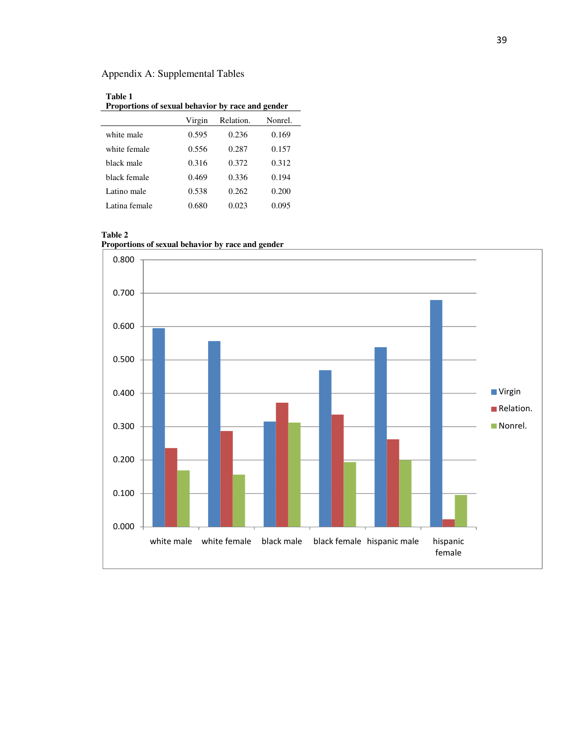# Appendix A: Supplemental Tables

**Table 1**
**Proportions of sexual behavior by race and gender**

| | Virgin | Relation. | Nonrel. |
|---|---|---|---|
| white male | 0.595 | 0.236 | 0.169 |
| white female | 0.556 | 0.287 | 0.157 |
| black male | 0.316 | 0.372 | 0.312 |
| black female | 0.469 | 0.336 | 0.194 |
| Latino male | 0.538 | 0.262 | 0.200 |
| Latina female | 0.680 | 0.023 | 0.095 |

**Table 2**
**Proportions of sexual behavior by race and gender**

| | Virgin | Relation. | Nonrel. |
|---|---|---|---|
| white male | 0.595 | 0.236 | 0.169 |
| white female | 0.556 | 0.287 | 0.157 |
| black male | 0.316 | 0.372 | 0.312 |
| black female | 0.469 | 0.336 | 0.194 |
| hispanic male | 0.538 | 0.262 | 0.200 |
| hispanic female | 0.680 | 0.023 | 0.095 |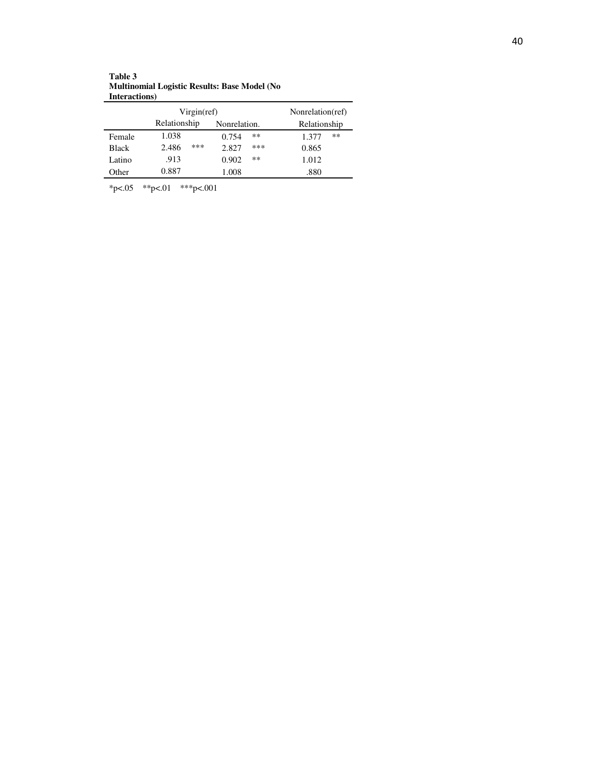**Table 3**
**Multinomial Logistic Results: Base Model (No Interactions)**

| | Virgin(ref) | | | | Nonrelation(ref) | |
|---|---|---|---|---|---|---|
| | Relationship | | Nonrelation. | | Relationship | |
| Female | 1.038 | | 0.754 | ** | 1.377 | ** |
| Black | 2.486 | *** | 2.827 | *** | 0.865 | |
| Latino | .913 | | 0.902 | ** | 1.012 | |
| Other | 0.887 | | 1.008 | | .880 | |

*p<.05 **p<.01 ***p<.001